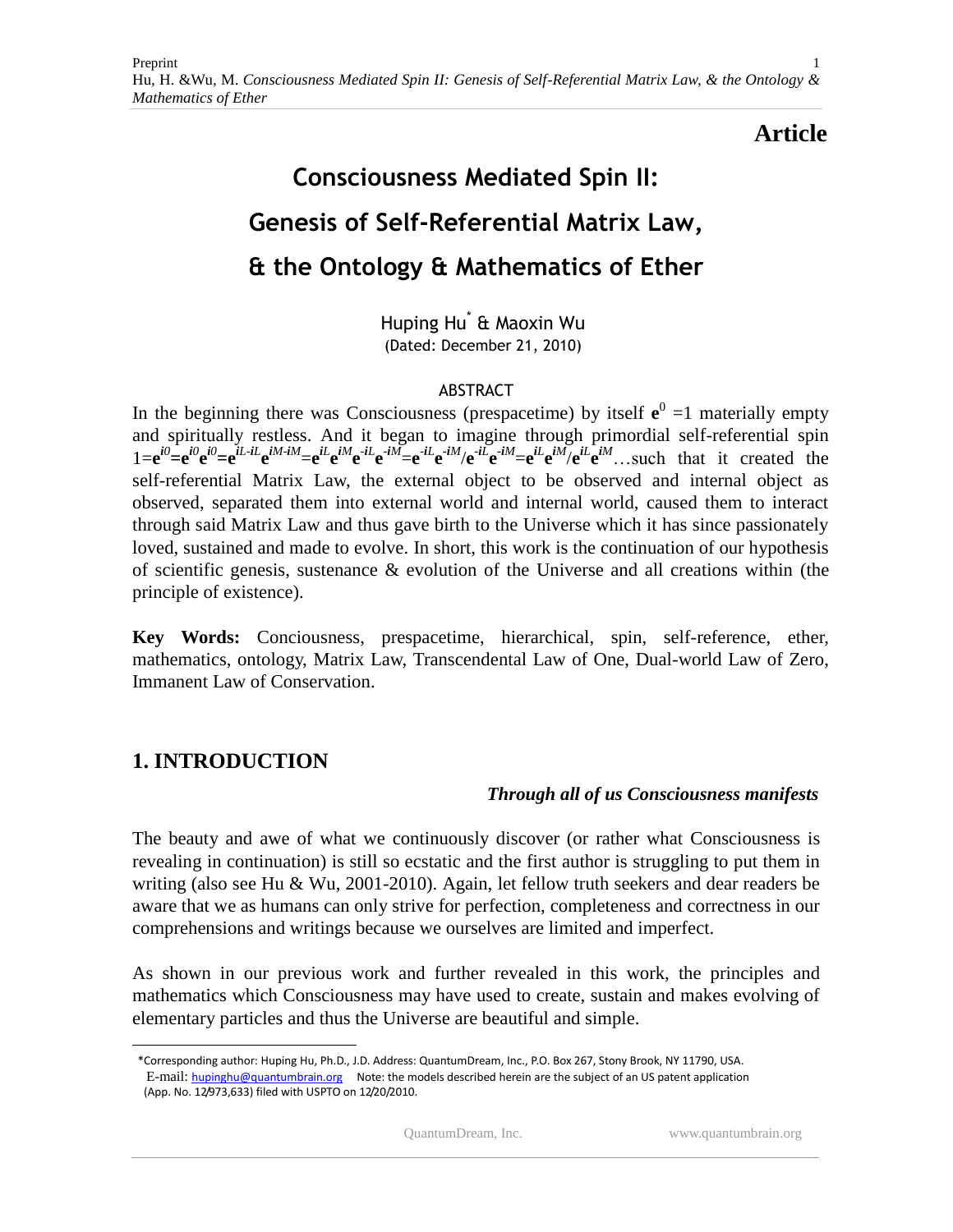**Article**

# Consciousness Mediated Spin II: Genesis of Self-Referential Matrix Law, & the Ontology & Mathematics of Ether

Huping Hu* & Maoxin Wu

(Dated: December 21, 2010)

## ABSTRACT

In the beginning there was Consciousness (prespacetime) by itself $\mathbf{e}^{0}=1$ materially empty and spiritually restless. And it began to imagine through primordial self-referential spin $1=\mathbf{e}^{i0}=\mathbf{e}^{i0}\mathbf{e}^{i0}=\mathbf{e}^{iL-iL}\mathbf{e}^{iM-iM}=\mathbf{e}^{iL}\mathbf{e}^{iM}\mathbf{e}^{-iL}\mathbf{e}^{-iM}=\mathbf{e}^{-iL}\mathbf{e}^{-iM}/\mathbf{e}^{-iL}\mathbf{e}^{-iM}=\mathbf{e}^{iL}\mathbf{e}^{iM}/\mathbf{e}^{iL}\mathbf{e}^{iM}$…such that it created the self-referential Matrix Law, the external object to be observed and internal object as observed, separated them into external world and internal world, caused them to interact through said Matrix Law and thus gave birth to the Universe which it has since passionately loved, sustained and made to evolve. In short, this work is the continuation of our hypothesis of scientific genesis, sustenance & evolution of the Universe and all creations within (the principle of existence).

**Key Words:** Conciousness, prespacetime, hierarchical, spin, self-reference, ether, mathematics, ontology, Matrix Law, Transcendental Law of One, Dual-world Law of Zero, Immanent Law of Conservation.

## 1. INTRODUCTION

***Through all of us Consciousness manifests***

The beauty and awe of what we continuously discover (or rather what Consciousness is revealing in continuation) is still so ecstatic and the first author is struggling to put them in writing (also see Hu & Wu, 2001-2010). Again, let fellow truth seekers and dear readers be aware that we as humans can only strive for perfection, completeness and correctness in our comprehensions and writings because we ourselves are limited and imperfect.

As shown in our previous work and further revealed in this work, the principles and mathematics which Consciousness may have used to create, sustain and makes evolving of elementary particles and thus the Universe are beautiful and simple.

---

*Corresponding author: Huping Hu, Ph.D., J.D. Address: QuantumDream, Inc., P.O. Box 267, Stony Brook, NY 11790, USA. E-mail: hupinghu@quantumbrain.org Note: the models described herein are the subject of an US patent application (App. No. 12/973,633) filed with USPTO on 12/20/2010.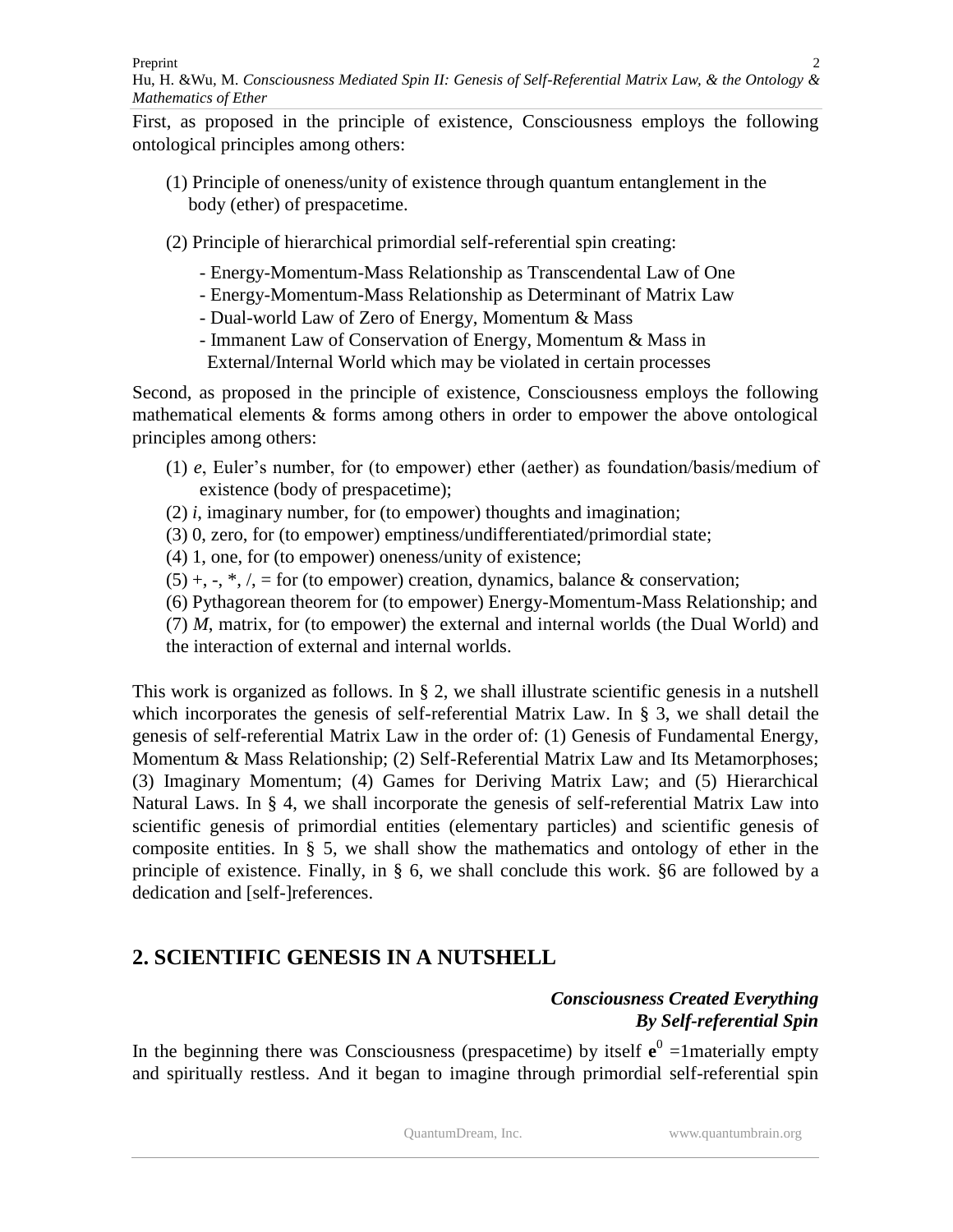First, as proposed in the principle of existence, Consciousness employs the following ontological principles among others:

(1) Principle of oneness/unity of existence through quantum entanglement in the body (ether) of prespacetime.

(2) Principle of hierarchical primordial self-referential spin creating:

- Energy-Momentum-Mass Relationship as Transcendental Law of One
- Energy-Momentum-Mass Relationship as Determinant of Matrix Law
- Dual-world Law of Zero of Energy, Momentum & Mass
- Immanent Law of Conservation of Energy, Momentum & Mass in External/Internal World which may be violated in certain processes

Second, as proposed in the principle of existence, Consciousness employs the following mathematical elements & forms among others in order to empower the above ontological principles among others:

(1) *e*, Euler's number, for (to empower) ether (aether) as foundation/basis/medium of existence (body of prespacetime);
(2) *i*, imaginary number, for (to empower) thoughts and imagination;
(3) 0, zero, for (to empower) emptiness/undifferentiated/primordial state;
(4) 1, one, for (to empower) oneness/unity of existence;
(5) +, -, *, /, = for (to empower) creation, dynamics, balance & conservation;
(6) Pythagorean theorem for (to empower) Energy-Momentum-Mass Relationship; and
(7) *M*, matrix, for (to empower) the external and internal worlds (the Dual World) and the interaction of external and internal worlds.

This work is organized as follows. In § 2, we shall illustrate scientific genesis in a nutshell which incorporates the genesis of self-referential Matrix Law. In § 3, we shall detail the genesis of self-referential Matrix Law in the order of: (1) Genesis of Fundamental Energy, Momentum & Mass Relationship; (2) Self-Referential Matrix Law and Its Metamorphoses; (3) Imaginary Momentum; (4) Games for Deriving Matrix Law; and (5) Hierarchical Natural Laws. In § 4, we shall incorporate the genesis of self-referential Matrix Law into scientific genesis of primordial entities (elementary particles) and scientific genesis of composite entities. In § 5, we shall show the mathematics and ontology of ether in the principle of existence. Finally, in § 6, we shall conclude this work. §6 are followed by a dedication and [self-]references.

## 2. SCIENTIFIC GENESIS IN A NUTSHELL

*Consciousness Created Everything*
*By Self-referential Spin*

In the beginning there was Consciousness (prespacetime) by itself $\mathbf{e}^0 = 1$materially empty and spiritually restless. And it began to imagine through primordial self-referential spin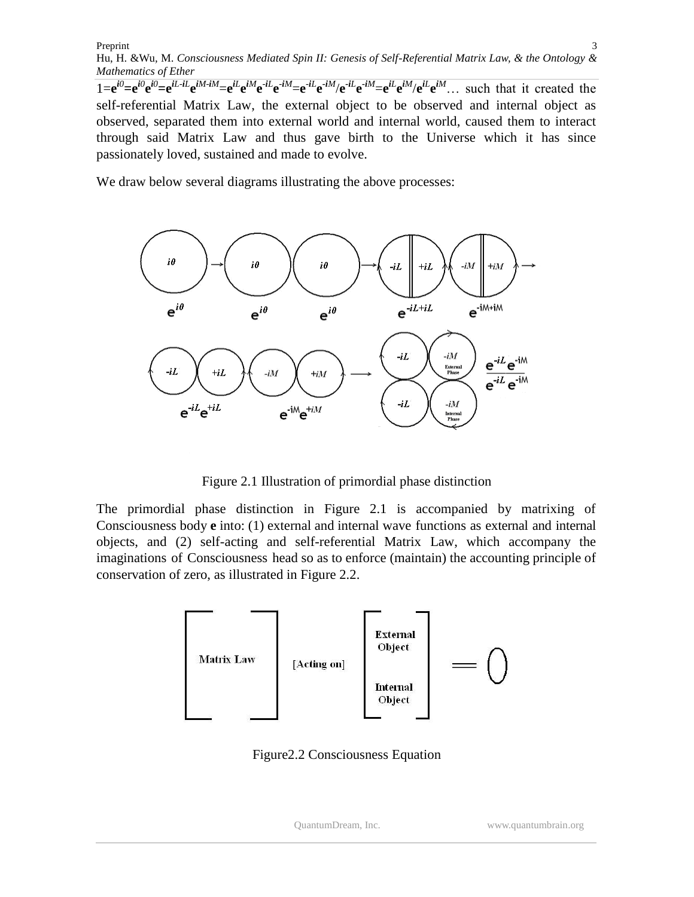$1=\mathbf{e}^{i0}=\mathbf{e}^{i0}\mathbf{e}^{i0}=\mathbf{e}^{iL-iL}\mathbf{e}^{iM-iM}=\mathbf{e}^{iL}\mathbf{e}^{iM}\mathbf{e}^{-iL}\mathbf{e}^{-iM}=\mathbf{e}^{-iL}\mathbf{e}^{-iM}/\mathbf{e}^{-iL}\mathbf{e}^{-iM}=\mathbf{e}^{iL}\mathbf{e}^{iM}/\mathbf{e}^{iL}\mathbf{e}^{iM}$… such that it created the self-referential Matrix Law, the external object to be observed and internal object as observed, separated them into external world and internal world, caused them to interact through said Matrix Law and thus gave birth to the Universe which it has since passionately loved, sustained and made to evolve.

We draw below several diagrams illustrating the above processes:

Figure 2.1 Illustration of primordial phase distinction

The primordial phase distinction in Figure 2.1 is accompanied by matrixing of Consciousness body **e** into: (1) external and internal wave functions as external and internal objects, and (2) self-acting and self-referential Matrix Law, which accompany the imaginations of Consciousness head so as to enforce (maintain) the accounting principle of conservation of zero, as illustrated in Figure 2.2.

Figure2.2 Consciousness Equation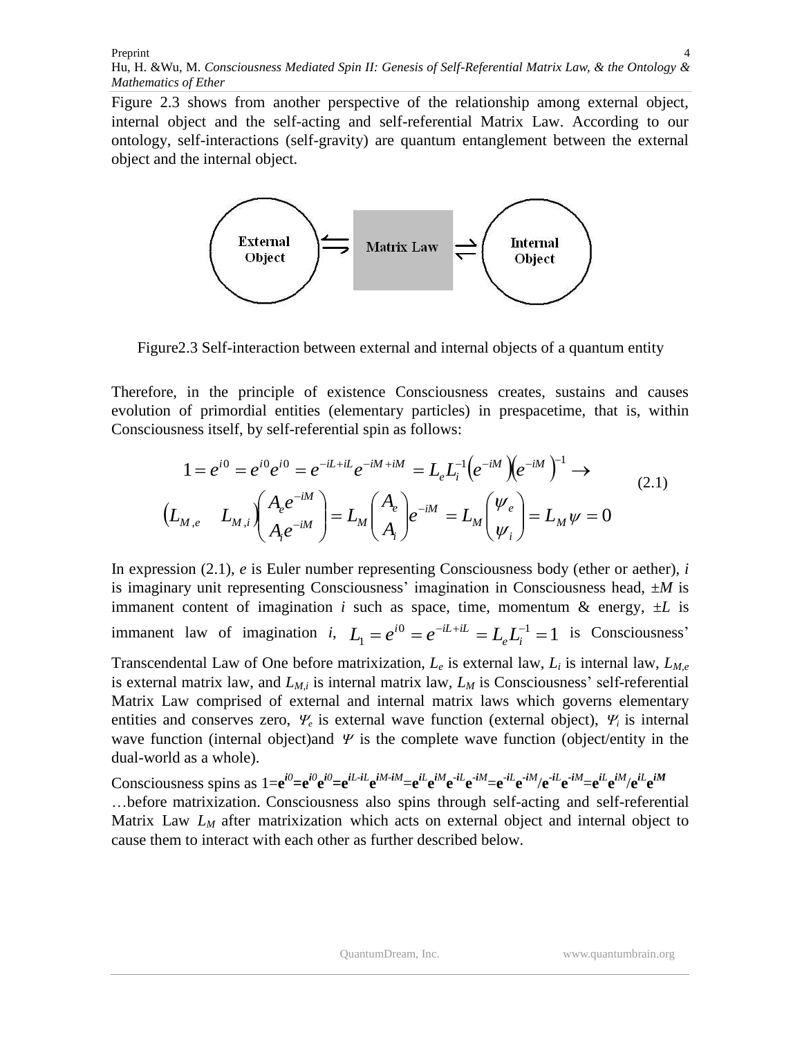Figure 2.3 shows from another perspective of the relationship among external object, internal object and the self-acting and self-referential Matrix Law. According to our ontology, self-interactions (self-gravity) are quantum entanglement between the external object and the internal object.

External Object ⇆ Matrix Law ⇄ Internal Object

Figure2.3 Self-interaction between external and internal objects of a quantum entity

Therefore, in the principle of existence Consciousness creates, sustains and causes evolution of primordial entities (elementary particles) in prespacetime, that is, within Consciousness itself, by self-referential spin as follows:

$$
\begin{aligned}
&1 = e^{i0} = e^{i0}e^{i0} = e^{-iL+iL}e^{-iM+iM} = L_e L_i^{-1}\left(e^{-iM}\right)\left(e^{-iM}\right)^{-1} \rightarrow \\
&\left(L_{M,e} \quad L_{M,i}\right)\begin{pmatrix} A_e e^{-iM} \\ A_i e^{-iM} \end{pmatrix} = L_M \begin{pmatrix} A_e \\ A_i \end{pmatrix} e^{-iM} = L_M \begin{pmatrix} \psi_e \\ \psi_i \end{pmatrix} = L_M \psi = 0
\end{aligned}
\tag{2.1}
$$

In expression (2.1), $e$ is Euler number representing Consciousness body (ether or aether), $i$ is imaginary unit representing Consciousness' imagination in Consciousness head, $\pm M$ is immanent content of imagination $i$ such as space, time, momentum & energy, $\pm L$ is immanent law of imagination $i$, $L_1 = e^{i0} = e^{-iL+iL} = L_e L_i^{-1} = 1$ is Consciousness' Transcendental Law of One before matrixization, $L_e$ is external law, $L_i$ is internal law, $L_{M,e}$ is external matrix law, and $L_{M,i}$ is internal matrix law, $L_M$ is Consciousness' self-referential Matrix Law comprised of external and internal matrix laws which governs elementary entities and conserves zero, $\Psi_e$ is external wave function (external object), $\Psi_i$ is internal wave function (internal object)and $\Psi$ is the complete wave function (object/entity in the dual-world as a whole).

Consciousness spins as $1=\mathbf{e}^{i0}=\mathbf{e}^{i0}\mathbf{e}^{i0}=\mathbf{e}^{iL-iL}\mathbf{e}^{iM-iM}=\mathbf{e}^{iL}\mathbf{e}^{iM}\mathbf{e}^{-iL}\mathbf{e}^{-iM}=\mathbf{e}^{-iL}\mathbf{e}^{-iM}/\mathbf{e}^{-iL}\mathbf{e}^{-iM}=\mathbf{e}^{iL}\mathbf{e}^{iM}/\mathbf{e}^{iL}\mathbf{e}^{iM}$ …before matrixization. Consciousness also spins through self-acting and self-referential Matrix Law $L_M$ after matrixization which acts on external object and internal object to cause them to interact with each other as further described below.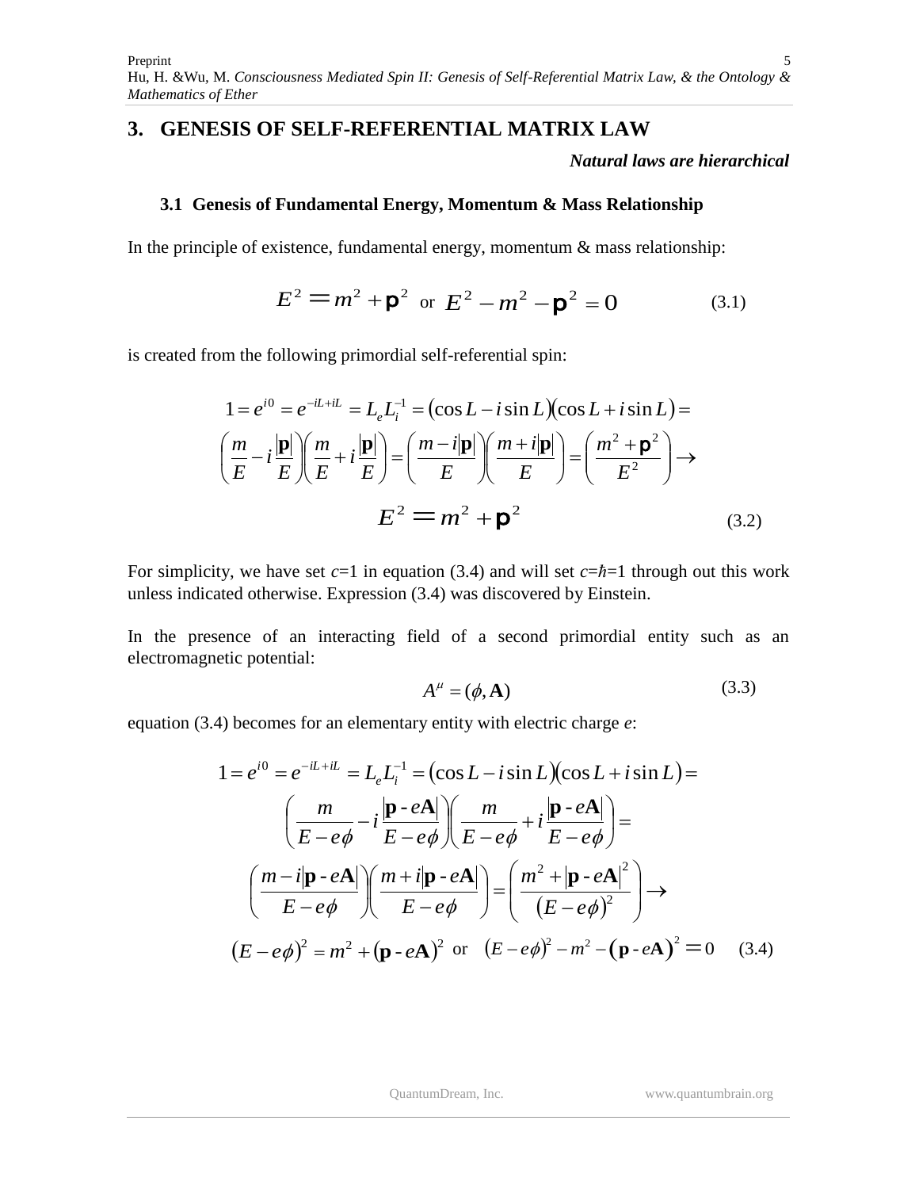## 3. GENESIS OF SELF-REFERENTIAL MATRIX LAW

***Natural laws are hierarchical***

### 3.1 Genesis of Fundamental Energy, Momentum & Mass Relationship

In the principle of existence, fundamental energy, momentum & mass relationship:

$$E^2 = m^2 + \mathbf{p}^2 \quad \text{or} \quad E^2 - m^2 - \mathbf{p}^2 = 0 \tag{3.1}$$

is created from the following primordial self-referential spin:

$$\begin{aligned}
&1 = e^{i0} = e^{-iL+iL} = L_e L_i^{-1} = (\cos L - i\sin L)(\cos L + i\sin L) = \\
&\left(\frac{m}{E} - i\frac{|\mathbf{p}|}{E}\right)\left(\frac{m}{E} + i\frac{|\mathbf{p}|}{E}\right) = \left(\frac{m - i|\mathbf{p}|}{E}\right)\left(\frac{m + i|\mathbf{p}|}{E}\right) = \left(\frac{m^2 + \mathbf{p}^2}{E^2}\right) \rightarrow \\
&E^2 = m^2 + \mathbf{p}^2
\end{aligned} \tag{3.2}$$

For simplicity, we have set $c$=1 in equation (3.4) and will set $c$=$\hbar$=1 through out this work unless indicated otherwise. Expression (3.4) was discovered by Einstein.

In the presence of an interacting field of a second primordial entity such as an electromagnetic potential:

$$A^\mu = (\phi, \mathbf{A}) \tag{3.3}$$

equation (3.4) becomes for an elementary entity with electric charge $e$:

$$\begin{aligned}
&1 = e^{i0} = e^{-iL+iL} = L_e L_i^{-1} = (\cos L - i\sin L)(\cos L + i\sin L) = \\
&\left(\frac{m}{E - e\phi} - i\frac{|\mathbf{p} - e\mathbf{A}|}{E - e\phi}\right)\left(\frac{m}{E - e\phi} + i\frac{|\mathbf{p} - e\mathbf{A}|}{E - e\phi}\right) = \\
&\left(\frac{m - i|\mathbf{p} - e\mathbf{A}|}{E - e\phi}\right)\left(\frac{m + i|\mathbf{p} - e\mathbf{A}|}{E - e\phi}\right) = \left(\frac{m^2 + |\mathbf{p} - e\mathbf{A}|^2}{(E - e\phi)^2}\right) \rightarrow \\
&(E - e\phi)^2 = m^2 + (\mathbf{p} - e\mathbf{A})^2 \quad \text{or} \quad (E - e\phi)^2 - m^2 - (\mathbf{p} - e\mathbf{A})^2 = 0
\end{aligned} \tag{3.4}$$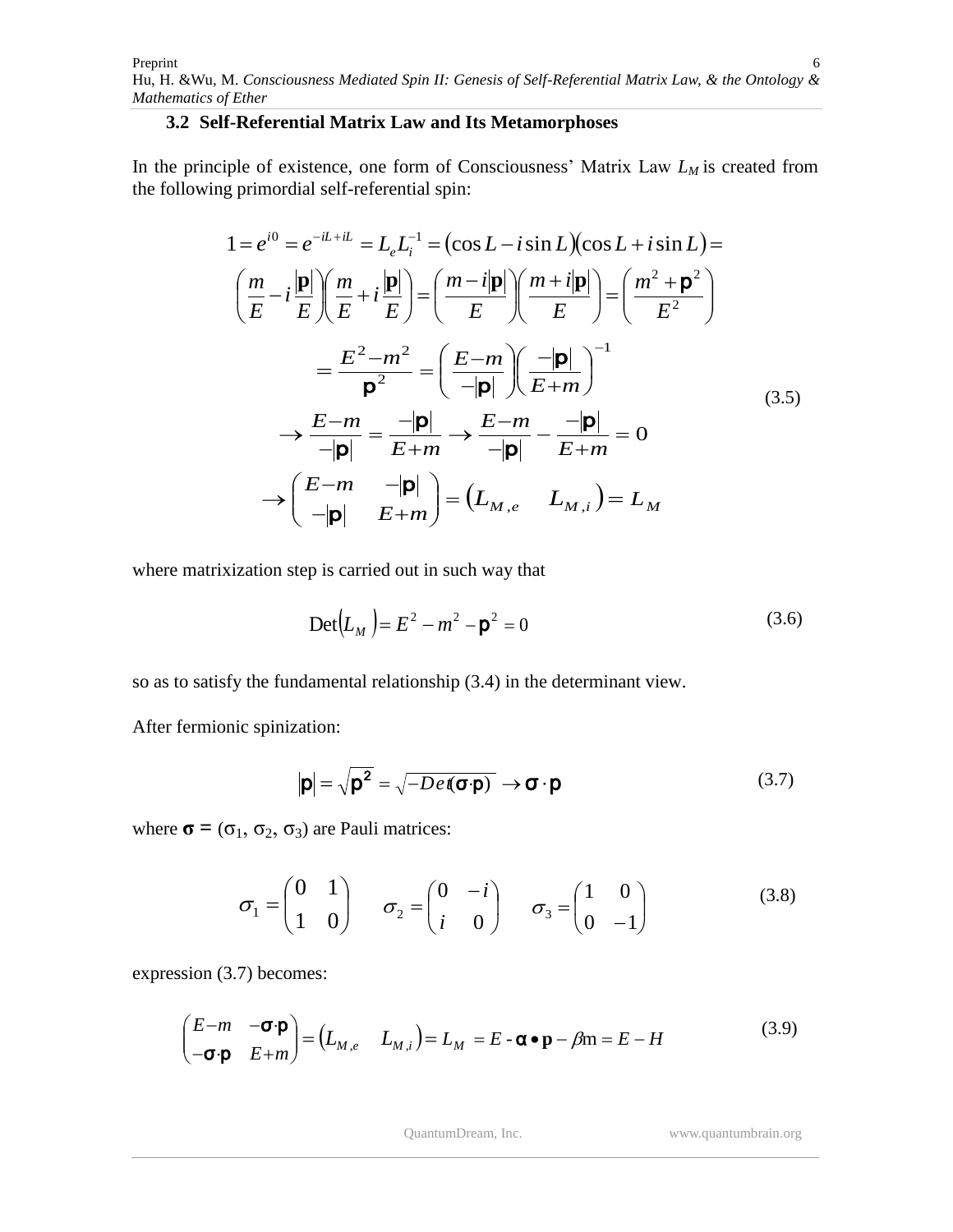### 3.2 Self-Referential Matrix Law and Its Metamorphoses

In the principle of existence, one form of Consciousness' Matrix Law $L_M$ is created from the following primordial self-referential spin:

$$
\begin{aligned}
1 = e^{i0} &= e^{-iL+iL} = L_e L_i^{-1} = (\cos L - i\sin L)(\cos L + i\sin L) = \\
&\left(\frac{m}{E} - i\frac{|\mathbf{p}|}{E}\right)\left(\frac{m}{E} + i\frac{|\mathbf{p}|}{E}\right) = \left(\frac{m - i|\mathbf{p}|}{E}\right)\left(\frac{m + i|\mathbf{p}|}{E}\right) = \left(\frac{m^2 + \mathbf{p}^2}{E^2}\right) \\
&= \frac{E^2 - m^2}{\mathbf{p}^2} = \left(\frac{E-m}{-|\mathbf{p}|}\right)\left(\frac{-|\mathbf{p}|}{E+m}\right)^{-1} \\
&\rightarrow \frac{E-m}{-|\mathbf{p}|} = \frac{-|\mathbf{p}|}{E+m} \rightarrow \frac{E-m}{-|\mathbf{p}|} - \frac{-|\mathbf{p}|}{E+m} = 0 \\
&\rightarrow \begin{pmatrix} E-m & -|\mathbf{p}| \\ -|\mathbf{p}| & E+m \end{pmatrix} = \begin{pmatrix} L_{M,e} & L_{M,i} \end{pmatrix} = L_M
\end{aligned}
\tag{3.5}
$$

where matrixization step is carried out in such way that

$$
\mathrm{Det}(L_M) = E^2 - m^2 - \mathbf{p}^2 = 0 \tag{3.6}
$$

so as to satisfy the fundamental relationship (3.4) in the determinant view.

After fermionic spinization:

$$
|\mathbf{p}| = \sqrt{\mathbf{p}^2} = \sqrt{-Det(\boldsymbol{\sigma}\cdot\mathbf{p})} \rightarrow \boldsymbol{\sigma}\cdot\mathbf{p} \tag{3.7}
$$

where $\boldsymbol{\sigma} = (\sigma_1, \sigma_2, \sigma_3)$ are Pauli matrices:

$$
\sigma_1 = \begin{pmatrix} 0 & 1 \\ 1 & 0 \end{pmatrix} \quad \sigma_2 = \begin{pmatrix} 0 & -i \\ i & 0 \end{pmatrix} \quad \sigma_3 = \begin{pmatrix} 1 & 0 \\ 0 & -1 \end{pmatrix} \tag{3.8}
$$

expression (3.7) becomes:

$$
\begin{pmatrix} E-m & -\boldsymbol{\sigma}\cdot\mathbf{p} \\ -\boldsymbol{\sigma}\cdot\mathbf{p} & E+m \end{pmatrix} = \begin{pmatrix} L_{M,e} & L_{M,i} \end{pmatrix} = L_M = E - \boldsymbol{\alpha}\bullet\mathbf{p} - \beta \mathrm{m} = E - H \tag{3.9}
$$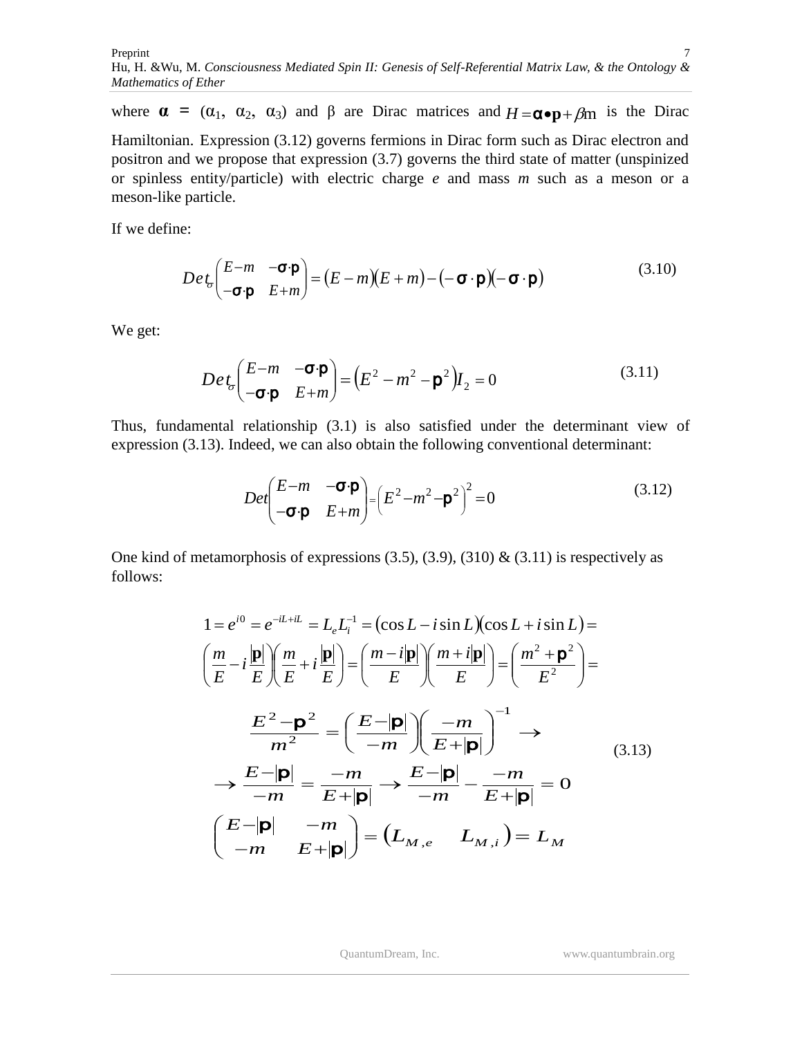where $\boldsymbol{\alpha} = (\alpha_1, \alpha_2, \alpha_3)$ and $\beta$ are Dirac matrices and $H = \boldsymbol{\alpha}\bullet\mathbf{p} + \beta m$ is the Dirac Hamiltonian. Expression (3.12) governs fermions in Dirac form such as Dirac electron and positron and we propose that expression (3.7) governs the third state of matter (unspinized or spinless entity/particle) with electric charge *e* and mass *m* such as a meson or a meson-like particle.

If we define:

$$Det_\sigma \begin{pmatrix} E-m & -\boldsymbol{\sigma}\cdot\mathbf{p} \\ -\boldsymbol{\sigma}\cdot\mathbf{p} & E+m \end{pmatrix} = (E-m)(E+m) - (-\boldsymbol{\sigma}\cdot\mathbf{p})(-\boldsymbol{\sigma}\cdot\mathbf{p}) \tag{3.10}$$

We get:

$$Det_\sigma \begin{pmatrix} E-m & -\boldsymbol{\sigma}\cdot\mathbf{p} \\ -\boldsymbol{\sigma}\cdot\mathbf{p} & E+m \end{pmatrix} = \left(E^2 - m^2 - \mathbf{p}^2\right) I_2 = 0 \tag{3.11}$$

Thus, fundamental relationship (3.1) is also satisfied under the determinant view of expression (3.13). Indeed, we can also obtain the following conventional determinant:

$$Det \begin{pmatrix} E-m & -\boldsymbol{\sigma}\cdot\mathbf{p} \\ -\boldsymbol{\sigma}\cdot\mathbf{p} & E+m \end{pmatrix} = \left(E^2 - m^2 - \mathbf{p}^2\right)^2 = 0 \tag{3.12}$$

One kind of metamorphosis of expressions (3.5), (3.9), (310) & (3.11) is respectively as follows:

$$\begin{aligned}
&1 = e^{i0} = e^{-iL+iL} = L_e L_i^{-1} = (\cos L - i\sin L)(\cos L + i\sin L) = \\
&\left(\frac{m}{E} - i\frac{|\mathbf{p}|}{E}\right)\left(\frac{m}{E} + i\frac{|\mathbf{p}|}{E}\right) = \left(\frac{m - i|\mathbf{p}|}{E}\right)\left(\frac{m + i|\mathbf{p}|}{E}\right) = \left(\frac{m^2 + \mathbf{p}^2}{E^2}\right) = \\
&\frac{E^2 - \mathbf{p}^2}{m^2} = \left(\frac{E - |\mathbf{p}|}{-m}\right)\left(\frac{-m}{E + |\mathbf{p}|}\right)^{-1} \rightarrow \\
&\rightarrow \frac{E - |\mathbf{p}|}{-m} = \frac{-m}{E + |\mathbf{p}|} \rightarrow \frac{E - |\mathbf{p}|}{-m} - \frac{-m}{E + |\mathbf{p}|} = 0 \\
&\begin{pmatrix} E - |\mathbf{p}| & -m \\ -m & E + |\mathbf{p}| \end{pmatrix} = \begin{pmatrix} L_{M,e} & L_{M,i} \end{pmatrix} = L_M
\end{aligned} \tag{3.13}$$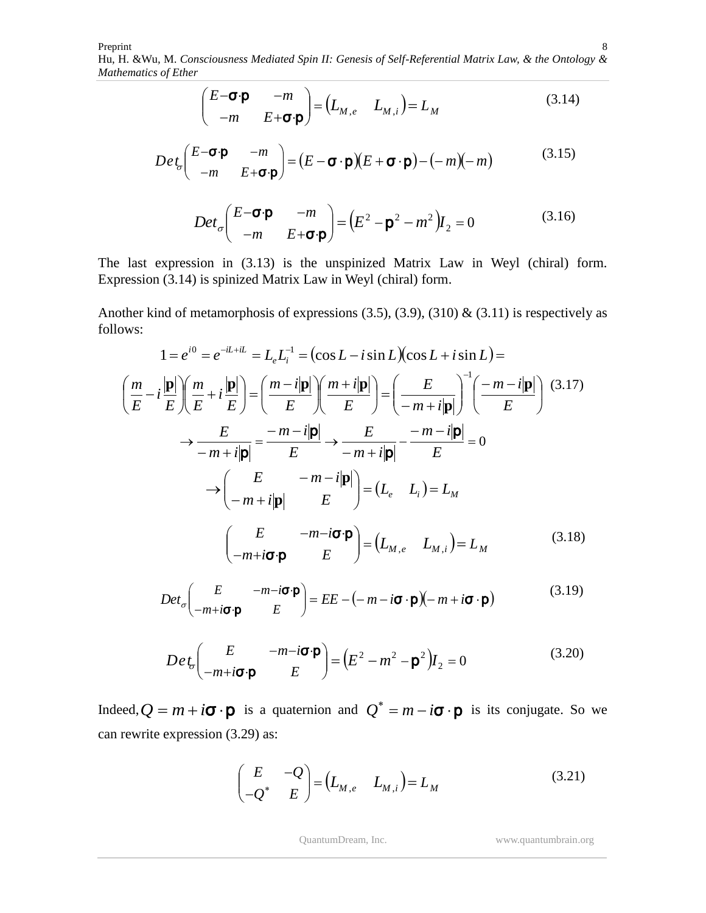$$\begin{pmatrix} E-\boldsymbol{\sigma}\cdot\mathbf{p} & -m \\ -m & E+\boldsymbol{\sigma}\cdot\mathbf{p} \end{pmatrix} = \begin{pmatrix} L_{M,e} & L_{M,i} \end{pmatrix} = L_M \tag{3.14}$$

$$Det_{\sigma}\begin{pmatrix} E-\boldsymbol{\sigma}\cdot\mathbf{p} & -m \\ -m & E+\boldsymbol{\sigma}\cdot\mathbf{p} \end{pmatrix} = (E-\boldsymbol{\sigma}\cdot\mathbf{p})(E+\boldsymbol{\sigma}\cdot\mathbf{p}) - (-m)(-m) \tag{3.15}$$

$$Det_{\sigma}\begin{pmatrix} E-\boldsymbol{\sigma}\cdot\mathbf{p} & -m \\ -m & E+\boldsymbol{\sigma}\cdot\mathbf{p} \end{pmatrix} = \left(E^2 - \mathbf{p}^2 - m^2\right)I_2 = 0 \tag{3.16}$$

The last expression in (3.13) is the unspinized Matrix Law in Weyl (chiral) form. Expression (3.14) is spinized Matrix Law in Weyl (chiral) form.

Another kind of metamorphosis of expressions (3.5), (3.9), (310) & (3.11) is respectively as follows:

$$\begin{gathered} 1 = e^{i0} = e^{-iL+iL} = L_e L_i^{-1} = (\cos L - i\sin L)(\cos L + i\sin L) = \\ \left(\frac{m}{E} - i\frac{|\mathbf{p}|}{E}\right)\left(\frac{m}{E} + i\frac{|\mathbf{p}|}{E}\right) = \left(\frac{m-i|\mathbf{p}|}{E}\right)\left(\frac{m+i|\mathbf{p}|}{E}\right) = \left(\frac{E}{-m+i|\mathbf{p}|}\right)^{-1}\left(\frac{-m-i|\mathbf{p}|}{E}\right) \\ \rightarrow \frac{E}{-m+i|\mathbf{p}|} = \frac{-m-i|\mathbf{p}|}{E} \rightarrow \frac{E}{-m+i|\mathbf{p}|} - \frac{-m-i|\mathbf{p}|}{E} = 0 \\ \rightarrow \begin{pmatrix} E & -m-i|\mathbf{p}| \\ -m+i|\mathbf{p}| & E \end{pmatrix} = \begin{pmatrix} L_e & L_i \end{pmatrix} = L_M \end{gathered} \tag{3.17}$$

$$\begin{pmatrix} E & -m-i\boldsymbol{\sigma}\cdot\mathbf{p} \\ -m+i\boldsymbol{\sigma}\cdot\mathbf{p} & E \end{pmatrix} = \begin{pmatrix} L_{M,e} & L_{M,i} \end{pmatrix} = L_M \tag{3.18}$$

$$Det_{\sigma}\begin{pmatrix} E & -m-i\boldsymbol{\sigma}\cdot\mathbf{p} \\ -m+i\boldsymbol{\sigma}\cdot\mathbf{p} & E \end{pmatrix} = EE - (-m-i\boldsymbol{\sigma}\cdot\mathbf{p})(-m+i\boldsymbol{\sigma}\cdot\mathbf{p}) \tag{3.19}$$

$$Det_{\sigma}\begin{pmatrix} E & -m-i\boldsymbol{\sigma}\cdot\mathbf{p} \\ -m+i\boldsymbol{\sigma}\cdot\mathbf{p} & E \end{pmatrix} = \left(E^2 - m^2 - \mathbf{p}^2\right)I_2 = 0 \tag{3.20}$$

Indeed, $Q = m + i\boldsymbol{\sigma}\cdot\mathbf{p}$ is a quaternion and $Q^* = m - i\boldsymbol{\sigma}\cdot\mathbf{p}$ is its conjugate. So we can rewrite expression (3.29) as:

$$\begin{pmatrix} E & -Q \\ -Q^* & E \end{pmatrix} = \begin{pmatrix} L_{M,e} & L_{M,i} \end{pmatrix} = L_M \tag{3.21}$$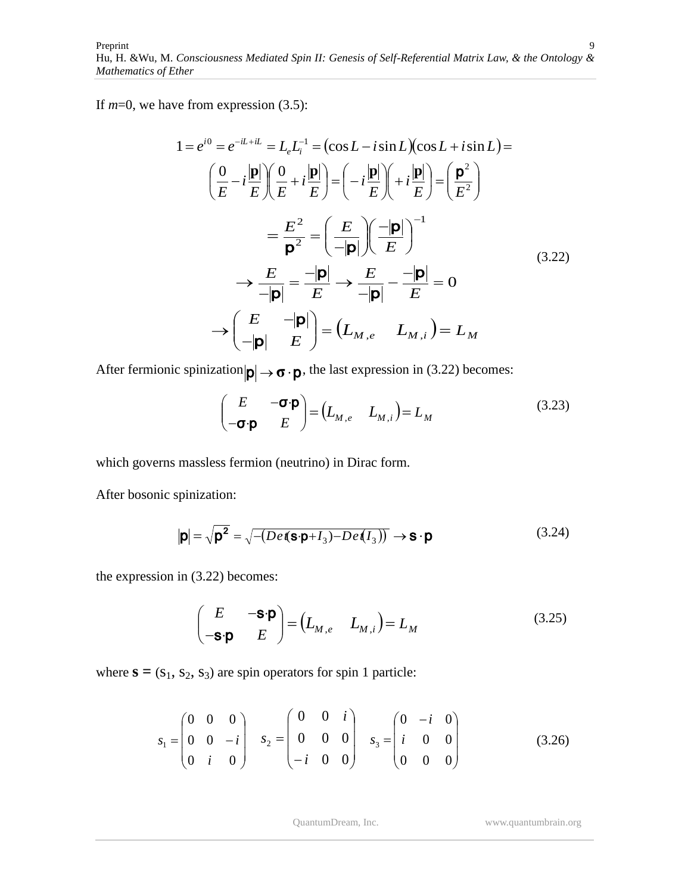If $m$=0, we have from expression (3.5):

$$
\begin{aligned}
1 = e^{i0} = e^{-iL+iL} = L_e L_i^{-1} = (\cos L - i\sin L)(\cos L + i\sin L) = \\
\left(\frac{0}{E} - i\frac{|\mathbf{p}|}{E}\right)\left(\frac{0}{E} + i\frac{|\mathbf{p}|}{E}\right) = \left(-i\frac{|\mathbf{p}|}{E}\right)\left(+i\frac{|\mathbf{p}|}{E}\right) = \left(\frac{\mathbf{p}^2}{E^2}\right) \\
= \frac{E^2}{\mathbf{p}^2} = \left(\frac{E}{-|\mathbf{p}|}\right)\left(\frac{-|\mathbf{p}|}{E}\right)^{-1} \\
\rightarrow \frac{E}{-|\mathbf{p}|} = \frac{-|\mathbf{p}|}{E} \rightarrow \frac{E}{-|\mathbf{p}|} - \frac{-|\mathbf{p}|}{E} = 0 \\
\rightarrow \begin{pmatrix} E & -|\mathbf{p}| \\ -|\mathbf{p}| & E \end{pmatrix} = \begin{pmatrix} L_{M,e} & L_{M,i} \end{pmatrix} = L_M
\end{aligned}
\tag{3.22}
$$

After fermionic spinization $|\mathbf{p}| \rightarrow \boldsymbol{\sigma} \cdot \mathbf{p}$, the last expression in (3.22) becomes:

$$
\begin{pmatrix} E & -\boldsymbol{\sigma}\cdot\mathbf{p} \\ -\boldsymbol{\sigma}\cdot\mathbf{p} & E \end{pmatrix} = \begin{pmatrix} L_{M,e} & L_{M,i} \end{pmatrix} = L_M \tag{3.23}
$$

which governs massless fermion (neutrino) in Dirac form.

After bosonic spinization:

$$
|\mathbf{p}| = \sqrt{\mathbf{p}^2} = \sqrt{-(Det(\mathbf{s}\cdot\mathbf{p}+I_3) - Det(I_3))} \rightarrow \mathbf{s}\cdot\mathbf{p} \tag{3.24}
$$

the expression in (3.22) becomes:

$$
\begin{pmatrix} E & -\mathbf{s}\cdot\mathbf{p} \\ -\mathbf{s}\cdot\mathbf{p} & E \end{pmatrix} = \begin{pmatrix} L_{M,e} & L_{M,i} \end{pmatrix} = L_M \tag{3.25}
$$

where $\mathbf{s} = (s_1, s_2, s_3)$ are spin operators for spin 1 particle:

$$
s_1 = \begin{pmatrix} 0 & 0 & 0 \\ 0 & 0 & -i \\ 0 & i & 0 \end{pmatrix} \quad s_2 = \begin{pmatrix} 0 & 0 & i \\ 0 & 0 & 0 \\ -i & 0 & 0 \end{pmatrix} \quad s_3 = \begin{pmatrix} 0 & -i & 0 \\ i & 0 & 0 \\ 0 & 0 & 0 \end{pmatrix} \tag{3.26}
$$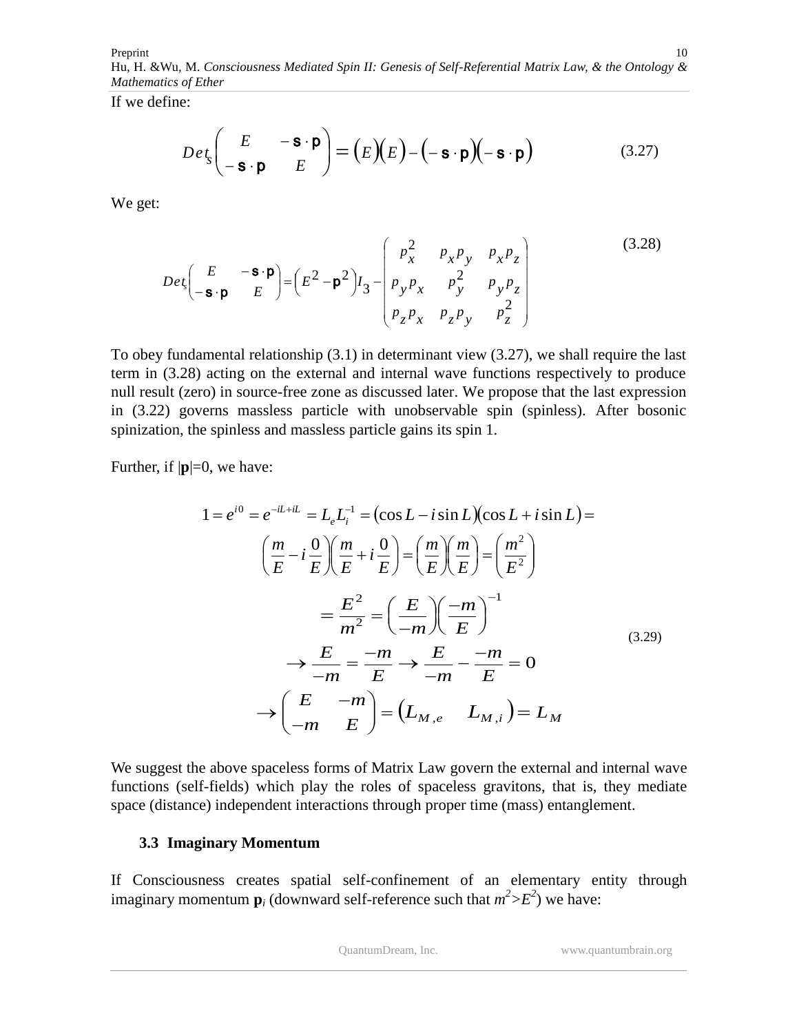If we define:

$$Det_{\mathbf{s}}\begin{pmatrix} E & -\mathbf{s}\cdot\mathbf{p} \\ -\mathbf{s}\cdot\mathbf{p} & E \end{pmatrix} = (E)(E) - (-\mathbf{s}\cdot\mathbf{p})(-\mathbf{s}\cdot\mathbf{p}) \tag{3.27}$$

We get:

$$Det_{\mathbf{s}}\begin{pmatrix} E & -\mathbf{s}\cdot\mathbf{p} \\ -\mathbf{s}\cdot\mathbf{p} & E \end{pmatrix} = \left(E^2 - \mathbf{p}^2\right)I_3 - \begin{pmatrix} p_x^2 & p_x p_y & p_x p_z \\ p_y p_x & p_y^2 & p_y p_z \\ p_z p_x & p_z p_y & p_z^2 \end{pmatrix} \tag{3.28}$$

To obey fundamental relationship (3.1) in determinant view (3.27), we shall require the last term in (3.28) acting on the external and internal wave functions respectively to produce null result (zero) in source-free zone as discussed later. We propose that the last expression in (3.22) governs massless particle with unobservable spin (spinless). After bosonic spinization, the spinless and massless particle gains its spin 1.

Further, if $|\mathbf{p}|=0$, we have:

$$\begin{aligned}
1 = e^{i0} = e^{-iL+iL} &= L_e L_i^{-1} = (\cos L - i\sin L)(\cos L + i\sin L) = \\
&\left(\frac{m}{E} - i\frac{0}{E}\right)\left(\frac{m}{E} + i\frac{0}{E}\right) = \left(\frac{m}{E}\right)\left(\frac{m}{E}\right) = \left(\frac{m^2}{E^2}\right) \\
&= \frac{E^2}{m^2} = \left(\frac{E}{-m}\right)\left(\frac{-m}{E}\right)^{-1} \\
&\rightarrow \frac{E}{-m} = \frac{-m}{E} \rightarrow \frac{E}{-m} - \frac{-m}{E} = 0 \\
&\rightarrow \begin{pmatrix} E & -m \\ -m & E \end{pmatrix} = \begin{pmatrix} L_{M,e} & L_{M,i} \end{pmatrix} = L_M
\end{aligned} \tag{3.29}$$

We suggest the above spaceless forms of Matrix Law govern the external and internal wave functions (self-fields) which play the roles of spaceless gravitons, that is, they mediate space (distance) independent interactions through proper time (mass) entanglement.

### 3.3 Imaginary Momentum

If Consciousness creates spatial self-confinement of an elementary entity through imaginary momentum $\mathbf{p}_i$ (downward self-reference such that $m^2 > E^2$) we have: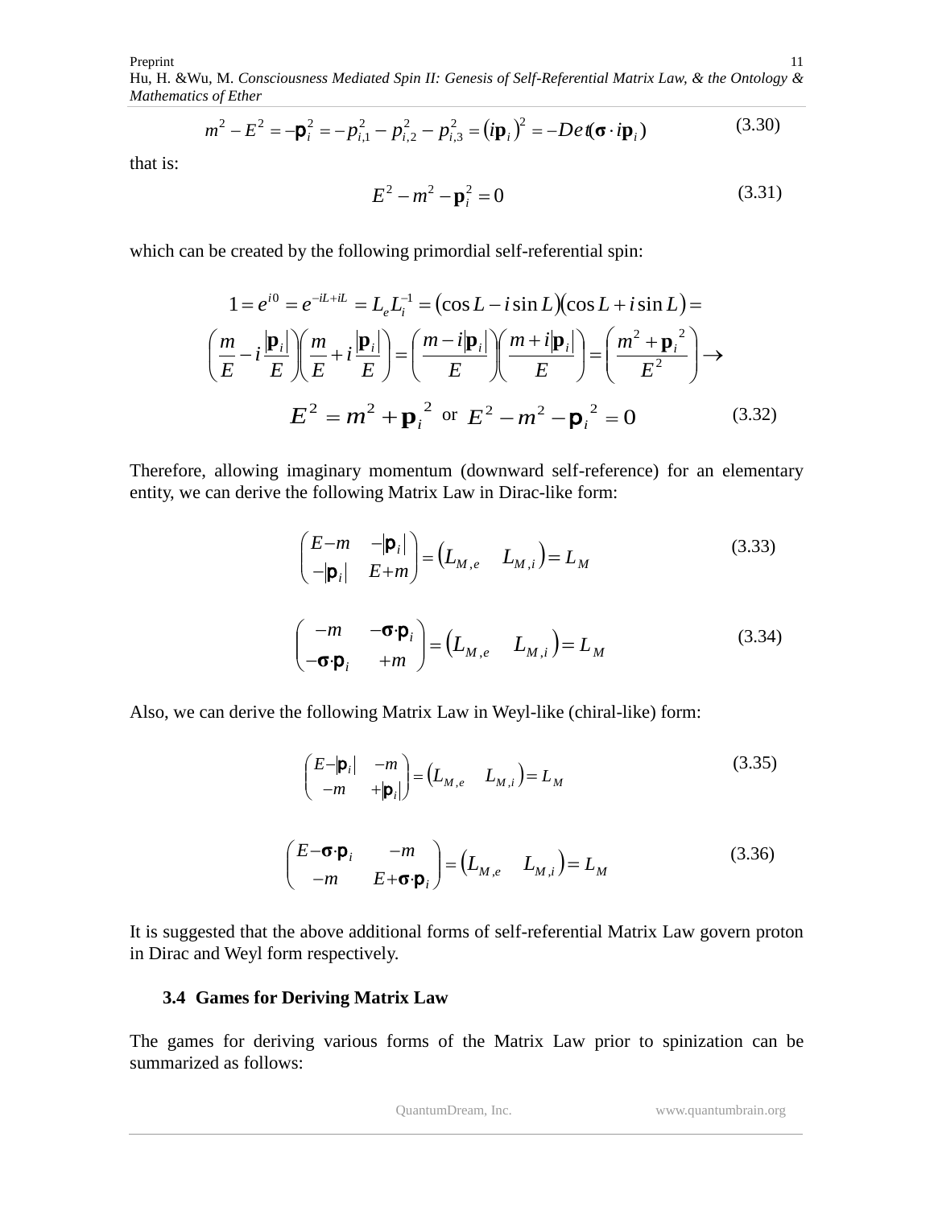$$m^2 - E^2 = -\mathbf{p}_i^2 = -p_{i,1}^2 - p_{i,2}^2 - p_{i,3}^2 = (i\mathbf{p}_i)^2 = -Det(\boldsymbol{\sigma} \cdot i\mathbf{p}_i) \tag{3.30}$$

that is:

$$E^2 - m^2 - \mathbf{p}_i^2 = 0 \tag{3.31}$$

which can be created by the following primordial self-referential spin:

$$1 = e^{i0} = e^{-iL+iL} = L_e L_i^{-1} = (\cos L - i\sin L)(\cos L + i\sin L) =$$

$$\left(\frac{m}{E} - i\frac{|\mathbf{p}_i|}{E}\right)\left(\frac{m}{E} + i\frac{|\mathbf{p}_i|}{E}\right) = \left(\frac{m - i|\mathbf{p}_i|}{E}\right)\left(\frac{m + i|\mathbf{p}_i|}{E}\right) = \left(\frac{m^2 + \mathbf{p}_i{}^2}{E^2}\right) \rightarrow$$

$$E^2 = m^2 + \mathbf{p}_i{}^2 \text{ or } E^2 - m^2 - \mathbf{p}_i{}^2 = 0 \tag{3.32}$$

Therefore, allowing imaginary momentum (downward self-reference) for an elementary entity, we can derive the following Matrix Law in Dirac-like form:

$$\begin{pmatrix} E-m & -|\mathbf{p}_i| \\ -|\mathbf{p}_i| & E+m \end{pmatrix} = \begin{pmatrix} L_{M,e} & L_{M,i} \end{pmatrix} = L_M \tag{3.33}$$

$$\begin{pmatrix} -m & -\boldsymbol{\sigma}\cdot\mathbf{p}_i \\ -\boldsymbol{\sigma}\cdot\mathbf{p}_i & +m \end{pmatrix} = \begin{pmatrix} L_{M,e} & L_{M,i} \end{pmatrix} = L_M \tag{3.34}$$

Also, we can derive the following Matrix Law in Weyl-like (chiral-like) form:

$$\begin{pmatrix} E-|\mathbf{p}_i| & -m \\ -m & +|\mathbf{p}_i| \end{pmatrix} = \begin{pmatrix} L_{M,e} & L_{M,i} \end{pmatrix} = L_M \tag{3.35}$$

$$\begin{pmatrix} E-\boldsymbol{\sigma}\cdot\mathbf{p}_i & -m \\ -m & E+\boldsymbol{\sigma}\cdot\mathbf{p}_i \end{pmatrix} = \begin{pmatrix} L_{M,e} & L_{M,i} \end{pmatrix} = L_M \tag{3.36}$$

It is suggested that the above additional forms of self-referential Matrix Law govern proton in Dirac and Weyl form respectively.

### 3.4 Games for Deriving Matrix Law

The games for deriving various forms of the Matrix Law prior to spinization can be summarized as follows: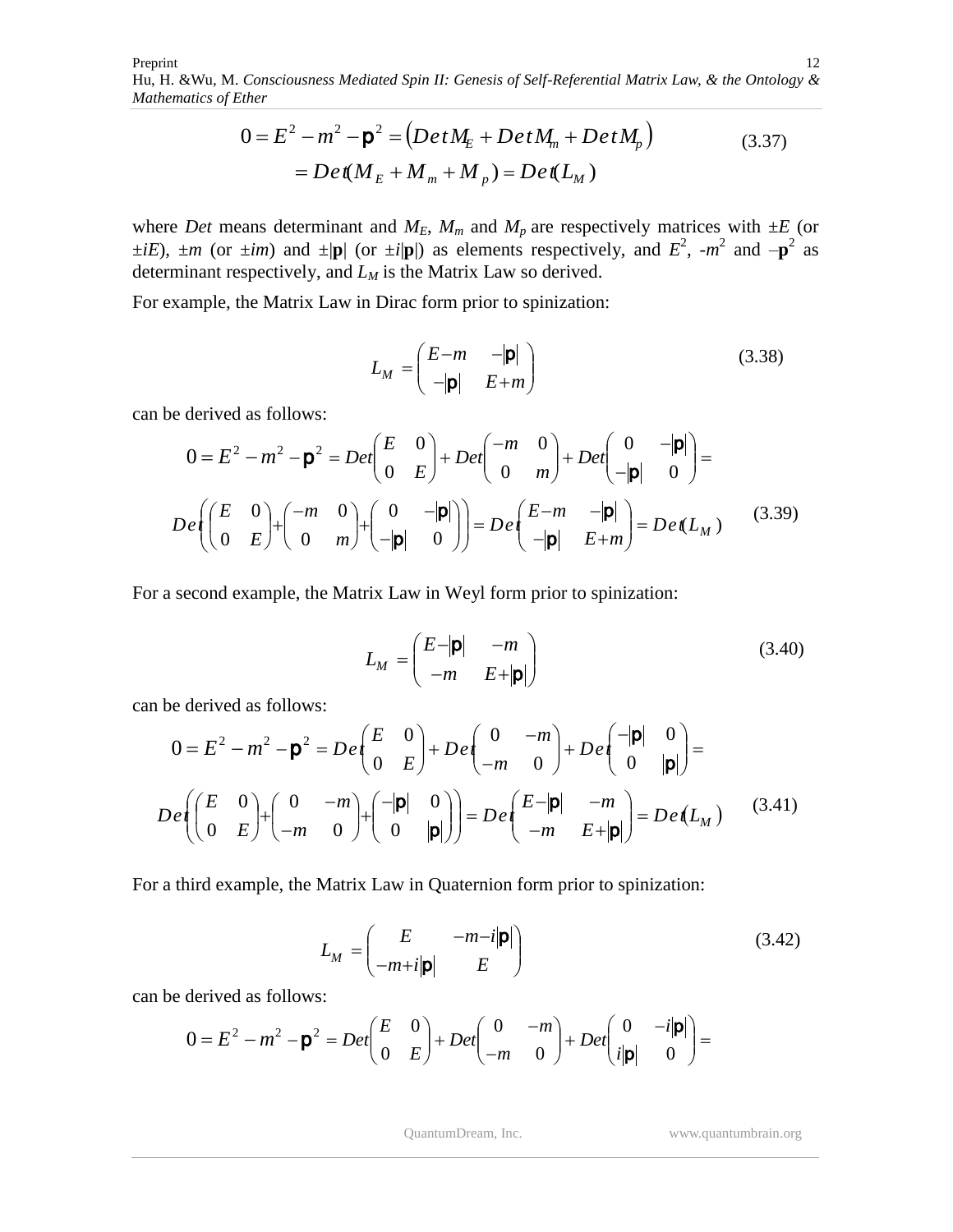$$0 = E^2 - m^2 - \mathbf{p}^2 = \left(DetM_E + DetM_m + DetM_p\right) \\ = Det(M_E + M_m + M_p) = Det(L_M) \tag{3.37}$$

where *Det* means determinant and $M_E$, $M_m$ and $M_p$ are respectively matrices with $\pm E$ (or $\pm iE$), $\pm m$ (or $\pm im$) and $\pm|\mathbf{p}|$ (or $\pm i|\mathbf{p}|$) as elements respectively, and $E^2$, $-m^2$ and $-\mathbf{p}^2$ as determinant respectively, and $L_M$ is the Matrix Law so derived.

For example, the Matrix Law in Dirac form prior to spinization:

$$L_M = \begin{pmatrix} E-m & -|\mathbf{p}| \\ -|\mathbf{p}| & E+m \end{pmatrix} \tag{3.38}$$

can be derived as follows:

$$0 = E^2 - m^2 - \mathbf{p}^2 = Det\begin{pmatrix} E & 0 \\ 0 & E \end{pmatrix} + Det\begin{pmatrix} -m & 0 \\ 0 & m \end{pmatrix} + Det\begin{pmatrix} 0 & -|\mathbf{p}| \\ -|\mathbf{p}| & 0 \end{pmatrix} =$$

$$Det\left(\begin{pmatrix} E & 0 \\ 0 & E \end{pmatrix} + \begin{pmatrix} -m & 0 \\ 0 & m \end{pmatrix} + \begin{pmatrix} 0 & -|\mathbf{p}| \\ -|\mathbf{p}| & 0 \end{pmatrix}\right) = Det\begin{pmatrix} E-m & -|\mathbf{p}| \\ -|\mathbf{p}| & E+m \end{pmatrix} = Det(L_M) \tag{3.39}$$

For a second example, the Matrix Law in Weyl form prior to spinization:

$$L_M = \begin{pmatrix} E-|\mathbf{p}| & -m \\ -m & E+|\mathbf{p}| \end{pmatrix} \tag{3.40}$$

can be derived as follows:

$$0 = E^2 - m^2 - \mathbf{p}^2 = Det\begin{pmatrix} E & 0 \\ 0 & E \end{pmatrix} + Det\begin{pmatrix} 0 & -m \\ -m & 0 \end{pmatrix} + Det\begin{pmatrix} -|\mathbf{p}| & 0 \\ 0 & |\mathbf{p}| \end{pmatrix} =$$

$$Det\left(\begin{pmatrix} E & 0 \\ 0 & E \end{pmatrix} + \begin{pmatrix} 0 & -m \\ -m & 0 \end{pmatrix} + \begin{pmatrix} -|\mathbf{p}| & 0 \\ 0 & |\mathbf{p}| \end{pmatrix}\right) = Det\begin{pmatrix} E-|\mathbf{p}| & -m \\ -m & E+|\mathbf{p}| \end{pmatrix} = Det(L_M) \tag{3.41}$$

For a third example, the Matrix Law in Quaternion form prior to spinization:

$$L_M = \begin{pmatrix} E & -m-i|\mathbf{p}| \\ -m+i|\mathbf{p}| & E \end{pmatrix} \tag{3.42}$$

can be derived as follows:

$$0 = E^2 - m^2 - \mathbf{p}^2 = Det\begin{pmatrix} E & 0 \\ 0 & E \end{pmatrix} + Det\begin{pmatrix} 0 & -m \\ -m & 0 \end{pmatrix} + Det\begin{pmatrix} 0 & -i|\mathbf{p}| \\ i|\mathbf{p}| & 0 \end{pmatrix} =$$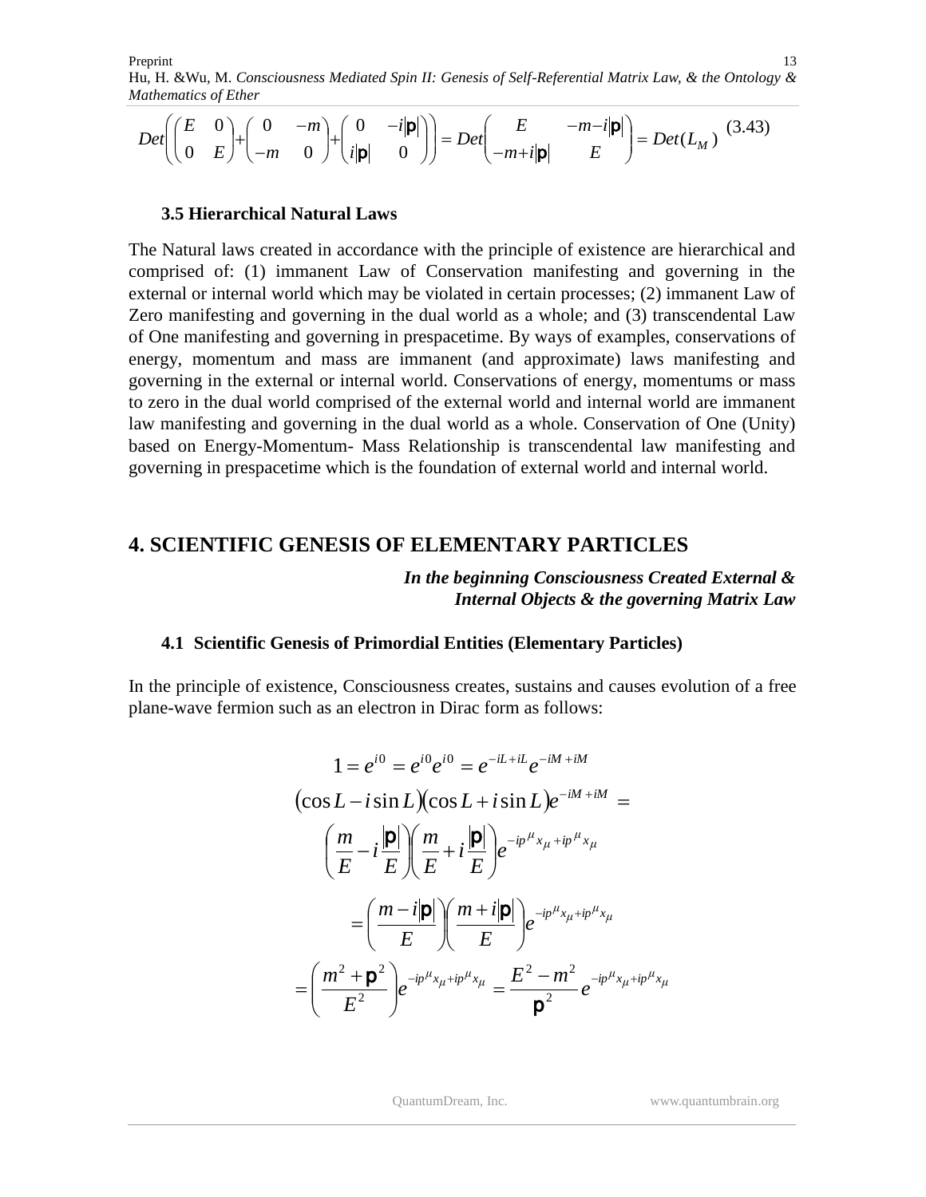$$Det\left(\begin{pmatrix} E & 0 \\ 0 & E \end{pmatrix} + \begin{pmatrix} 0 & -m \\ -m & 0 \end{pmatrix} + \begin{pmatrix} 0 & -i|\mathbf{p}| \\ i|\mathbf{p}| & 0 \end{pmatrix}\right) = Det\begin{pmatrix} E & -m-i|\mathbf{p}| \\ -m+i|\mathbf{p}| & E \end{pmatrix} = Det(L_M) \quad (3.43)$$

### 3.5 Hierarchical Natural Laws

The Natural laws created in accordance with the principle of existence are hierarchical and comprised of: (1) immanent Law of Conservation manifesting and governing in the external or internal world which may be violated in certain processes; (2) immanent Law of Zero manifesting and governing in the dual world as a whole; and (3) transcendental Law of One manifesting and governing in prespacetime. By ways of examples, conservations of energy, momentum and mass are immanent (and approximate) laws manifesting and governing in the external or internal world. Conservations of energy, momentums or mass to zero in the dual world comprised of the external world and internal world are immanent law manifesting and governing in the dual world as a whole. Conservation of One (Unity) based on Energy-Momentum- Mass Relationship is transcendental law manifesting and governing in prespacetime which is the foundation of external world and internal world.

## 4. SCIENTIFIC GENESIS OF ELEMENTARY PARTICLES

***In the beginning Consciousness Created External & Internal Objects & the governing Matrix Law***

### 4.1 Scientific Genesis of Primordial Entities (Elementary Particles)

In the principle of existence, Consciousness creates, sustains and causes evolution of a free plane-wave fermion such as an electron in Dirac form as follows:

$$1 = e^{i0} = e^{i0}e^{i0} = e^{-iL+iL}e^{-iM+iM}$$

$$(\cos L - i\sin L)(\cos L + i\sin L)e^{-iM+iM} =$$

$$\left(\frac{m}{E} - i\frac{|\mathbf{p}|}{E}\right)\left(\frac{m}{E} + i\frac{|\mathbf{p}|}{E}\right)e^{-ip^{\mu}x_{\mu}+ip^{\mu}x_{\mu}}$$

$$= \left(\frac{m - i|\mathbf{p}|}{E}\right)\left(\frac{m + i|\mathbf{p}|}{E}\right)e^{-ip^{\mu}x_{\mu}+ip^{\mu}x_{\mu}}$$

$$= \left(\frac{m^2 + \mathbf{p}^2}{E^2}\right)e^{-ip^{\mu}x_{\mu}+ip^{\mu}x_{\mu}} = \frac{E^2 - m^2}{\mathbf{p}^2}e^{-ip^{\mu}x_{\mu}+ip^{\mu}x_{\mu}}$$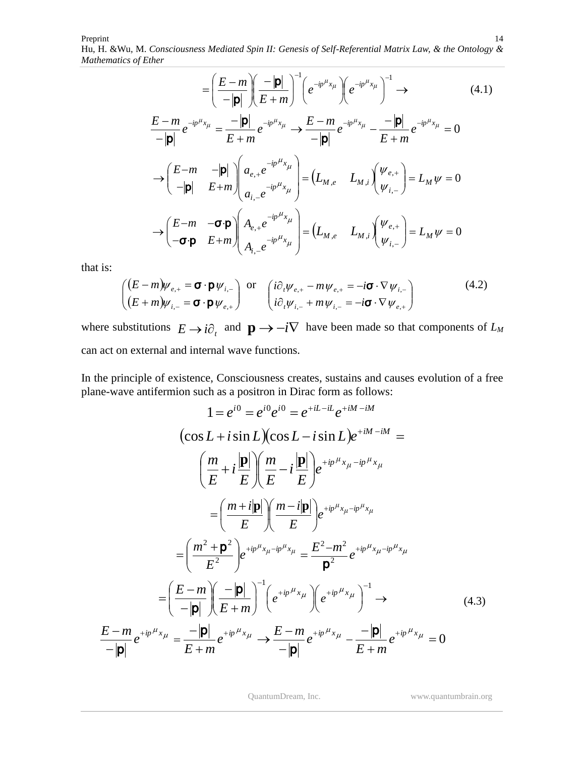$$= \left(\frac{E-m}{-|\mathbf{p}|}\right)\left(\frac{-|\mathbf{p}|}{E+m}\right)^{-1}\left(e^{-ip^{\mu}x_{\mu}}\right)\left(e^{-ip^{\mu}x_{\mu}}\right)^{-1} \rightarrow \tag{4.1}$$

$$\frac{E-m}{-|\mathbf{p}|}e^{-ip^{\mu}x_{\mu}} = \frac{-|\mathbf{p}|}{E+m}e^{-ip^{\mu}x_{\mu}} \rightarrow \frac{E-m}{-|\mathbf{p}|}e^{-ip^{\mu}x_{\mu}} - \frac{-|\mathbf{p}|}{E+m}e^{-ip^{\mu}x_{\mu}} = 0$$

$$\rightarrow \begin{pmatrix} E-m & -|\mathbf{p}| \\ -|\mathbf{p}| & E+m \end{pmatrix} \begin{pmatrix} a_{e,+}e^{-ip^{\mu}x_{\mu}} \\ a_{i,-}e^{-ip^{\mu}x_{\mu}} \end{pmatrix} = \begin{pmatrix} L_{M,e} & L_{M,i} \end{pmatrix} \begin{pmatrix} \psi_{e,+} \\ \psi_{i,-} \end{pmatrix} = L_M \psi = 0$$

$$\rightarrow \begin{pmatrix} E-m & -\boldsymbol{\sigma}\cdot\mathbf{p} \\ -\boldsymbol{\sigma}\cdot\mathbf{p} & E+m \end{pmatrix} \begin{pmatrix} A_{e,+}e^{-ip^{\mu}x_{\mu}} \\ A_{i,-}e^{-ip^{\mu}x_{\mu}} \end{pmatrix} = \begin{pmatrix} L_{M,e} & L_{M,i} \end{pmatrix} \begin{pmatrix} \psi_{e,+} \\ \psi_{i,-} \end{pmatrix} = L_M \psi = 0$$

that is:

$$\begin{pmatrix} (E-m)\psi_{e,+} = \boldsymbol{\sigma}\cdot\mathbf{p}\,\psi_{i,-} \\ (E+m)\psi_{i,-} = \boldsymbol{\sigma}\cdot\mathbf{p}\,\psi_{e,+} \end{pmatrix} \text{ or } \begin{pmatrix} i\partial_t\psi_{e,+} - m\psi_{e,+} = -i\boldsymbol{\sigma}\cdot\nabla\psi_{i,-} \\ i\partial_t\psi_{i,-} + m\psi_{i,-} = -i\boldsymbol{\sigma}\cdot\nabla\psi_{e,+} \end{pmatrix} \tag{4.2}$$

where substitutions $E \rightarrow i\partial_t$ and $\mathbf{p} \rightarrow -i\nabla$ have been made so that components of $L_M$ can act on external and internal wave functions.

In the principle of existence, Consciousness creates, sustains and causes evolution of a free plane-wave antifermion such as a positron in Dirac form as follows:

$$1 = e^{i0} = e^{i0}e^{i0} = e^{+iL-iL}e^{+iM-iM}$$

$$(\cos L + i\sin L)(\cos L - i\sin L)e^{+iM-iM} =$$

$$\left(\frac{m}{E} + i\frac{|\mathbf{p}|}{E}\right)\left(\frac{m}{E} - i\frac{|\mathbf{p}|}{E}\right)e^{+ip^{\mu}x_{\mu}-ip^{\mu}x_{\mu}}$$

$$= \left(\frac{m+i|\mathbf{p}|}{E}\right)\left(\frac{m-i|\mathbf{p}|}{E}\right)e^{+ip^{\mu}x_{\mu}-ip^{\mu}x_{\mu}}$$

$$= \left(\frac{m^2+\mathbf{p}^2}{E^2}\right)e^{+ip^{\mu}x_{\mu}-ip^{\mu}x_{\mu}} = \frac{E^2-m^2}{\mathbf{p}^2}e^{+ip^{\mu}x_{\mu}-ip^{\mu}x_{\mu}}$$

$$= \left(\frac{E-m}{-|\mathbf{p}|}\right)\left(\frac{-|\mathbf{p}|}{E+m}\right)^{-1}\left(e^{+ip^{\mu}x_{\mu}}\right)\left(e^{+ip^{\mu}x_{\mu}}\right)^{-1} \rightarrow \tag{4.3}$$

$$\frac{E-m}{-|\mathbf{p}|}e^{+ip^{\mu}x_{\mu}} = \frac{-|\mathbf{p}|}{E+m}e^{+ip^{\mu}x_{\mu}} \rightarrow \frac{E-m}{-|\mathbf{p}|}e^{+ip^{\mu}x_{\mu}} - \frac{-|\mathbf{p}|}{E+m}e^{+ip^{\mu}x_{\mu}} = 0$$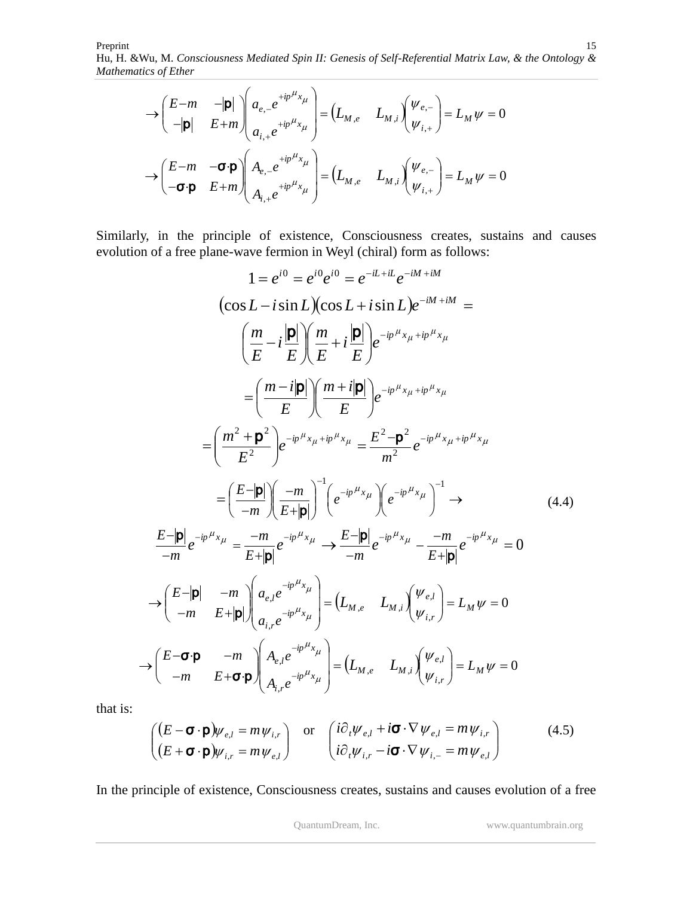$$\rightarrow \begin{pmatrix} E-m & -|\mathbf{p}| \\ -|\mathbf{p}| & E+m \end{pmatrix} \begin{pmatrix} a_{e,-}e^{+ip^{\mu}x_{\mu}} \\ a_{i,+}e^{+ip^{\mu}x_{\mu}} \end{pmatrix} = \begin{pmatrix} L_{M,e} & L_{M,i} \end{pmatrix} \begin{pmatrix} \psi_{e,-} \\ \psi_{i,+} \end{pmatrix} = L_M \psi = 0$$

$$\rightarrow \begin{pmatrix} E-m & -\boldsymbol{\sigma}\cdot\mathbf{p} \\ -\boldsymbol{\sigma}\cdot\mathbf{p} & E+m \end{pmatrix} \begin{pmatrix} A_{e,-}e^{+ip^{\mu}x_{\mu}} \\ A_{i,+}e^{+ip^{\mu}x_{\mu}} \end{pmatrix} = \begin{pmatrix} L_{M,e} & L_{M,i} \end{pmatrix} \begin{pmatrix} \psi_{e,-} \\ \psi_{i,+} \end{pmatrix} = L_M \psi = 0$$

Similarly, in the principle of existence, Consciousness creates, sustains and causes evolution of a free plane-wave fermion in Weyl (chiral) form as follows:

$$1 = e^{i0} = e^{i0}e^{i0} = e^{-iL+iL}e^{-iM+iM}$$

$$(\cos L - i\sin L)(\cos L + i\sin L)e^{-iM+iM} =$$

$$\left(\frac{m}{E} - i\frac{|\mathbf{p}|}{E}\right)\left(\frac{m}{E} + i\frac{|\mathbf{p}|}{E}\right)e^{-ip^{\mu}x_{\mu}+ip^{\mu}x_{\mu}}$$

$$= \left(\frac{m-i|\mathbf{p}|}{E}\right)\left(\frac{m+i|\mathbf{p}|}{E}\right)e^{-ip^{\mu}x_{\mu}+ip^{\mu}x_{\mu}}$$

$$= \left(\frac{m^2+\mathbf{p}^2}{E^2}\right)e^{-ip^{\mu}x_{\mu}+ip^{\mu}x_{\mu}} = \frac{E^2-\mathbf{p}^2}{m^2}e^{-ip^{\mu}x_{\mu}+ip^{\mu}x_{\mu}}$$

$$= \left(\frac{E-|\mathbf{p}|}{-m}\right)\left(\frac{-m}{E+|\mathbf{p}|}\right)^{-1}\left(e^{-ip^{\mu}x_{\mu}}\right)\left(e^{-ip^{\mu}x_{\mu}}\right)^{-1} \rightarrow \tag{4.4}$$

$$\frac{E-|\mathbf{p}|}{-m}e^{-ip^{\mu}x_{\mu}} = \frac{-m}{E+|\mathbf{p}|}e^{-ip^{\mu}x_{\mu}} \rightarrow \frac{E-|\mathbf{p}|}{-m}e^{-ip^{\mu}x_{\mu}} - \frac{-m}{E+|\mathbf{p}|}e^{-ip^{\mu}x_{\mu}} = 0$$

$$\rightarrow \begin{pmatrix} E-|\mathbf{p}| & -m \\ -m & E+|\mathbf{p}| \end{pmatrix} \begin{pmatrix} a_{e,l}e^{-ip^{\mu}x_{\mu}} \\ a_{i,r}e^{-ip^{\mu}x_{\mu}} \end{pmatrix} = \begin{pmatrix} L_{M,e} & L_{M,i} \end{pmatrix} \begin{pmatrix} \psi_{e,l} \\ \psi_{i,r} \end{pmatrix} = L_M \psi = 0$$

$$\rightarrow \begin{pmatrix} E-\boldsymbol{\sigma}\cdot\mathbf{p} & -m \\ -m & E+\boldsymbol{\sigma}\cdot\mathbf{p} \end{pmatrix} \begin{pmatrix} A_{e,l}e^{-ip^{\mu}x_{\mu}} \\ A_{i,r}e^{-ip^{\mu}x_{\mu}} \end{pmatrix} = \begin{pmatrix} L_{M,e} & L_{M,i} \end{pmatrix} \begin{pmatrix} \psi_{e,l} \\ \psi_{i,r} \end{pmatrix} = L_M \psi = 0$$

that is:

$$\begin{pmatrix} (E-\boldsymbol{\sigma}\cdot\mathbf{p})\psi_{e,l} = m\psi_{i,r} \\ (E+\boldsymbol{\sigma}\cdot\mathbf{p})\psi_{i,r} = m\psi_{e,l} \end{pmatrix} \quad \text{or} \quad \begin{pmatrix} i\partial_t \psi_{e,l} + i\boldsymbol{\sigma}\cdot\nabla\psi_{e,l} = m\psi_{i,r} \\ i\partial_t \psi_{i,r} - i\boldsymbol{\sigma}\cdot\nabla\psi_{i,-} = m\psi_{e,l} \end{pmatrix} \tag{4.5}$$

In the principle of existence, Consciousness creates, sustains and causes evolution of a free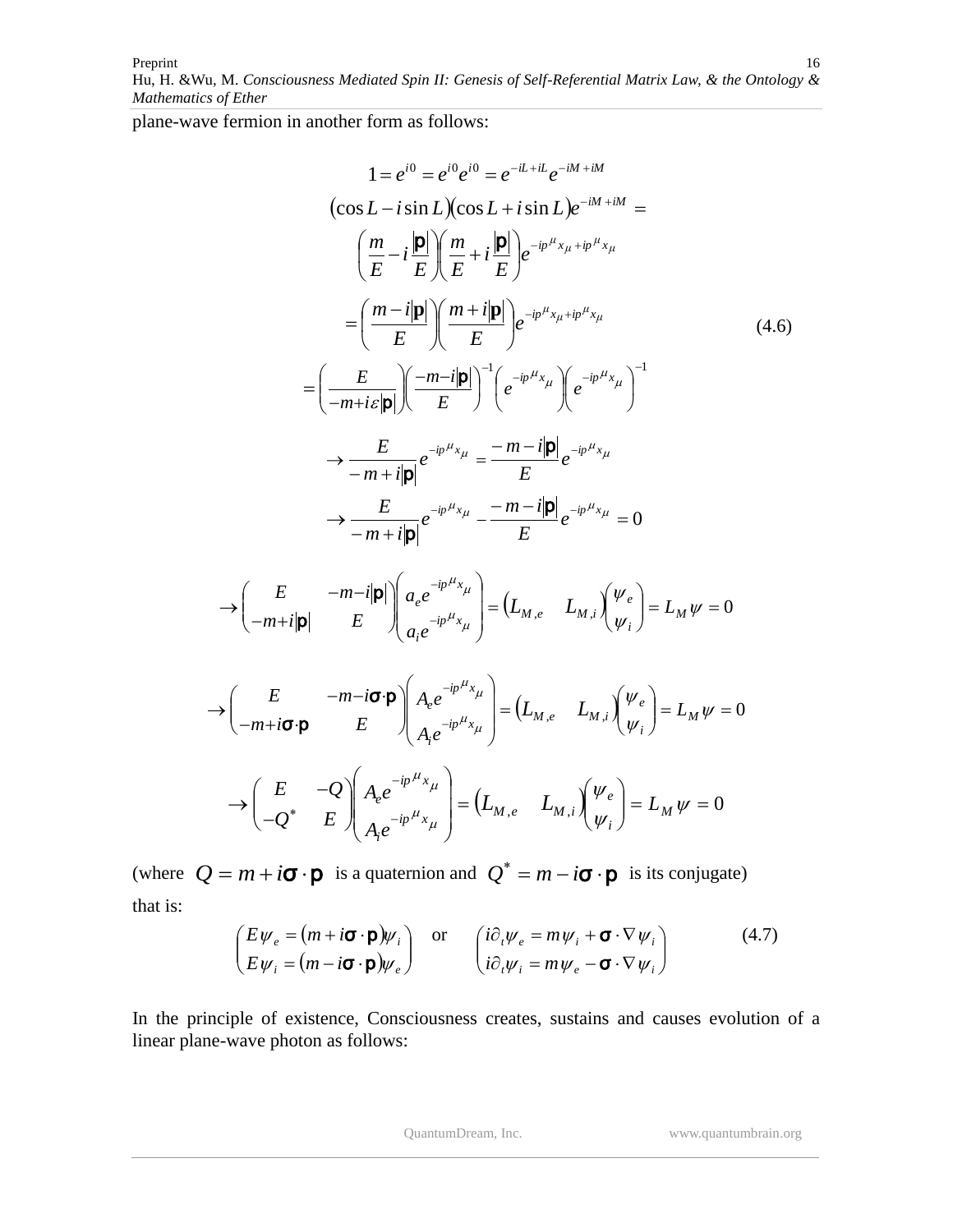plane-wave fermion in another form as follows:

$$
\begin{aligned}
1 = e^{i0} &= e^{i0}e^{i0} = e^{-iL+iL}e^{-iM+iM} \\
(\cos L - i\sin L)&(\cos L + i\sin L)e^{-iM+iM} = \\
&\left(\frac{m}{E} - i\frac{|\mathbf{p}|}{E}\right)\left(\frac{m}{E} + i\frac{|\mathbf{p}|}{E}\right)e^{-ip^{\mu}x_{\mu}+ip^{\mu}x_{\mu}} \\
&= \left(\frac{m - i|\mathbf{p}|}{E}\right)\left(\frac{m + i|\mathbf{p}|}{E}\right)e^{-ip^{\mu}x_{\mu}+ip^{\mu}x_{\mu}} \\
&= \left(\frac{E}{-m + i\varepsilon|\mathbf{p}|}\right)\left(\frac{-m - i|\mathbf{p}|}{E}\right)^{-1}\left(e^{-ip^{\mu}x_{\mu}}\right)\left(e^{-ip^{\mu}x_{\mu}}\right)^{-1} \\
&\to \frac{E}{-m + i|\mathbf{p}|}e^{-ip^{\mu}x_{\mu}} = \frac{-m - i|\mathbf{p}|}{E}e^{-ip^{\mu}x_{\mu}} \\
&\to \frac{E}{-m + i|\mathbf{p}|}e^{-ip^{\mu}x_{\mu}} - \frac{-m - i|\mathbf{p}|}{E}e^{-ip^{\mu}x_{\mu}} = 0
\end{aligned}
\tag{4.6}
$$

$$
\to \begin{pmatrix} E & -m - i|\mathbf{p}| \\ -m + i|\mathbf{p}| & E \end{pmatrix}\begin{pmatrix} a_e e^{-ip^{\mu}x_{\mu}} \\ a_i e^{-ip^{\mu}x_{\mu}} \end{pmatrix} = \begin{pmatrix} L_{M,e} & L_{M,i} \end{pmatrix}\begin{pmatrix} \psi_e \\ \psi_i \end{pmatrix} = L_M \psi = 0
$$

$$
\to \begin{pmatrix} E & -m - i\boldsymbol{\sigma}\cdot\mathbf{p} \\ -m + i\boldsymbol{\sigma}\cdot\mathbf{p} & E \end{pmatrix}\begin{pmatrix} A_e e^{-ip^{\mu}x_{\mu}} \\ A_i e^{-ip^{\mu}x_{\mu}} \end{pmatrix} = \begin{pmatrix} L_{M,e} & L_{M,i} \end{pmatrix}\begin{pmatrix} \psi_e \\ \psi_i \end{pmatrix} = L_M \psi = 0
$$

$$
\to \begin{pmatrix} E & -Q \\ -Q^* & E \end{pmatrix}\begin{pmatrix} A_e e^{-ip^{\mu}x_{\mu}} \\ A_i e^{-ip^{\mu}x_{\mu}} \end{pmatrix} = \begin{pmatrix} L_{M,e} & L_{M,i} \end{pmatrix}\begin{pmatrix} \psi_e \\ \psi_i \end{pmatrix} = L_M \psi = 0
$$

(where $Q = m + i\boldsymbol{\sigma}\cdot\mathbf{p}$ is a quaternion and $Q^* = m - i\boldsymbol{\sigma}\cdot\mathbf{p}$ is its conjugate)

that is:

$$
\begin{pmatrix} E\psi_e = (m + i\boldsymbol{\sigma}\cdot\mathbf{p})\psi_i \\ E\psi_i = (m - i\boldsymbol{\sigma}\cdot\mathbf{p})\psi_e \end{pmatrix} \quad \text{or} \quad \begin{pmatrix} i\partial_t\psi_e = m\psi_i + \boldsymbol{\sigma}\cdot\nabla\psi_i \\ i\partial_t\psi_i = m\psi_e - \boldsymbol{\sigma}\cdot\nabla\psi_i \end{pmatrix} \tag{4.7}
$$

In the principle of existence, Consciousness creates, sustains and causes evolution of a linear plane-wave photon as follows: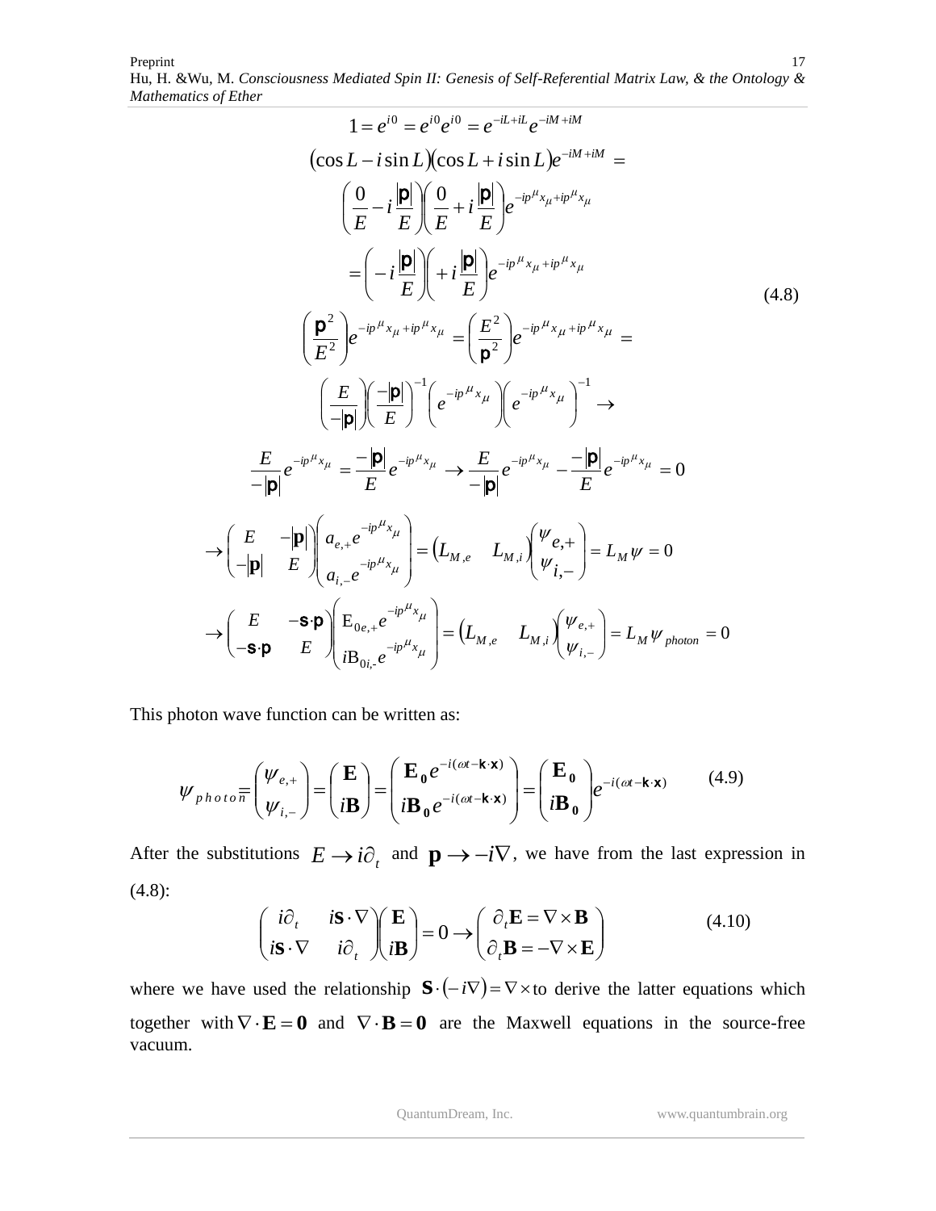$$
\begin{aligned}
&1 = e^{i0} = e^{i0}e^{i0} = e^{-iL+iL}e^{-iM+iM} \\
&(\cos L - i\sin L)(\cos L + i\sin L)e^{-iM+iM} = \\
&\left(\frac{0}{E} - i\frac{|\mathbf{p}|}{E}\right)\left(\frac{0}{E} + i\frac{|\mathbf{p}|}{E}\right)e^{-ip^{\mu}x_{\mu}+ip^{\mu}x_{\mu}} \\
&= \left(-i\frac{|\mathbf{p}|}{E}\right)\left(+i\frac{|\mathbf{p}|}{E}\right)e^{-ip^{\mu}x_{\mu}+ip^{\mu}x_{\mu}} \\
&\left(\frac{\mathbf{p}^2}{E^2}\right)e^{-ip^{\mu}x_{\mu}+ip^{\mu}x_{\mu}} = \left(\frac{E^2}{\mathbf{p}^2}\right)e^{-ip^{\mu}x_{\mu}+ip^{\mu}x_{\mu}} = \\
&\left(\frac{E}{-|\mathbf{p}|}\right)\left(\frac{-|\mathbf{p}|}{E}\right)^{-1}\left(e^{-ip^{\mu}x_{\mu}}\right)\left(e^{-ip^{\mu}x_{\mu}}\right)^{-1} \rightarrow \\
&\frac{E}{-|\mathbf{p}|}e^{-ip^{\mu}x_{\mu}} = \frac{-|\mathbf{p}|}{E}e^{-ip^{\mu}x_{\mu}} \rightarrow \frac{E}{-|\mathbf{p}|}e^{-ip^{\mu}x_{\mu}} - \frac{-|\mathbf{p}|}{E}e^{-ip^{\mu}x_{\mu}} = 0 \\
&\rightarrow \begin{pmatrix} E & -|\mathbf{p}| \\ -|\mathbf{p}| & E \end{pmatrix}\begin{pmatrix} a_{e,+}e^{-ip^{\mu}x_{\mu}} \\ a_{i,-}e^{-ip^{\mu}x_{\mu}} \end{pmatrix} = \begin{pmatrix} L_{M,e} & L_{M,i} \end{pmatrix}\begin{pmatrix} \psi_{e,+} \\ \psi_{i,-} \end{pmatrix} = L_M\psi = 0 \\
&\rightarrow \begin{pmatrix} E & -\mathbf{s}\cdot\mathbf{p} \\ -\mathbf{s}\cdot\mathbf{p} & E \end{pmatrix}\begin{pmatrix} \mathrm{E}_{0e,+}e^{-ip^{\mu}x_{\mu}} \\ i\mathrm{B}_{0i,-}e^{-ip^{\mu}x_{\mu}} \end{pmatrix} = \begin{pmatrix} L_{M,e} & L_{M,i} \end{pmatrix}\begin{pmatrix} \psi_{e,+} \\ \psi_{i,-} \end{pmatrix} = L_M\psi_{photon} = 0
\end{aligned}
\tag{4.8}
$$

This photon wave function can be written as:

$$
\psi_{photon} = \begin{pmatrix} \psi_{e,+} \\ \psi_{i,-} \end{pmatrix} = \begin{pmatrix} \mathbf{E} \\ i\mathbf{B} \end{pmatrix} = \begin{pmatrix} \mathbf{E_0}e^{-i(\omega t - \mathbf{k}\cdot\mathbf{x})} \\ i\mathbf{B_0}e^{-i(\omega t - \mathbf{k}\cdot\mathbf{x})} \end{pmatrix} = \begin{pmatrix} \mathbf{E_0} \\ i\mathbf{B_0} \end{pmatrix} e^{-i(\omega t - \mathbf{k}\cdot\mathbf{x})} \tag{4.9}
$$

After the substitutions $E \rightarrow i\partial_t$ and $\mathbf{p} \rightarrow -i\nabla$, we have from the last expression in (4.8):

$$
\begin{pmatrix} i\partial_t & i\mathbf{s}\cdot\nabla \\ i\mathbf{s}\cdot\nabla & i\partial_t \end{pmatrix}\begin{pmatrix} \mathbf{E} \\ i\mathbf{B} \end{pmatrix} = 0 \rightarrow \begin{pmatrix} \partial_t\mathbf{E} = \nabla\times\mathbf{B} \\ \partial_t\mathbf{B} = -\nabla\times\mathbf{E} \end{pmatrix} \tag{4.10}
$$

where we have used the relationship $\mathbf{s}\cdot(-i\nabla) = \nabla\times$ to derive the latter equations which together with $\nabla\cdot\mathbf{E} = \mathbf{0}$ and $\nabla\cdot\mathbf{B} = \mathbf{0}$ are the Maxwell equations in the source-free vacuum.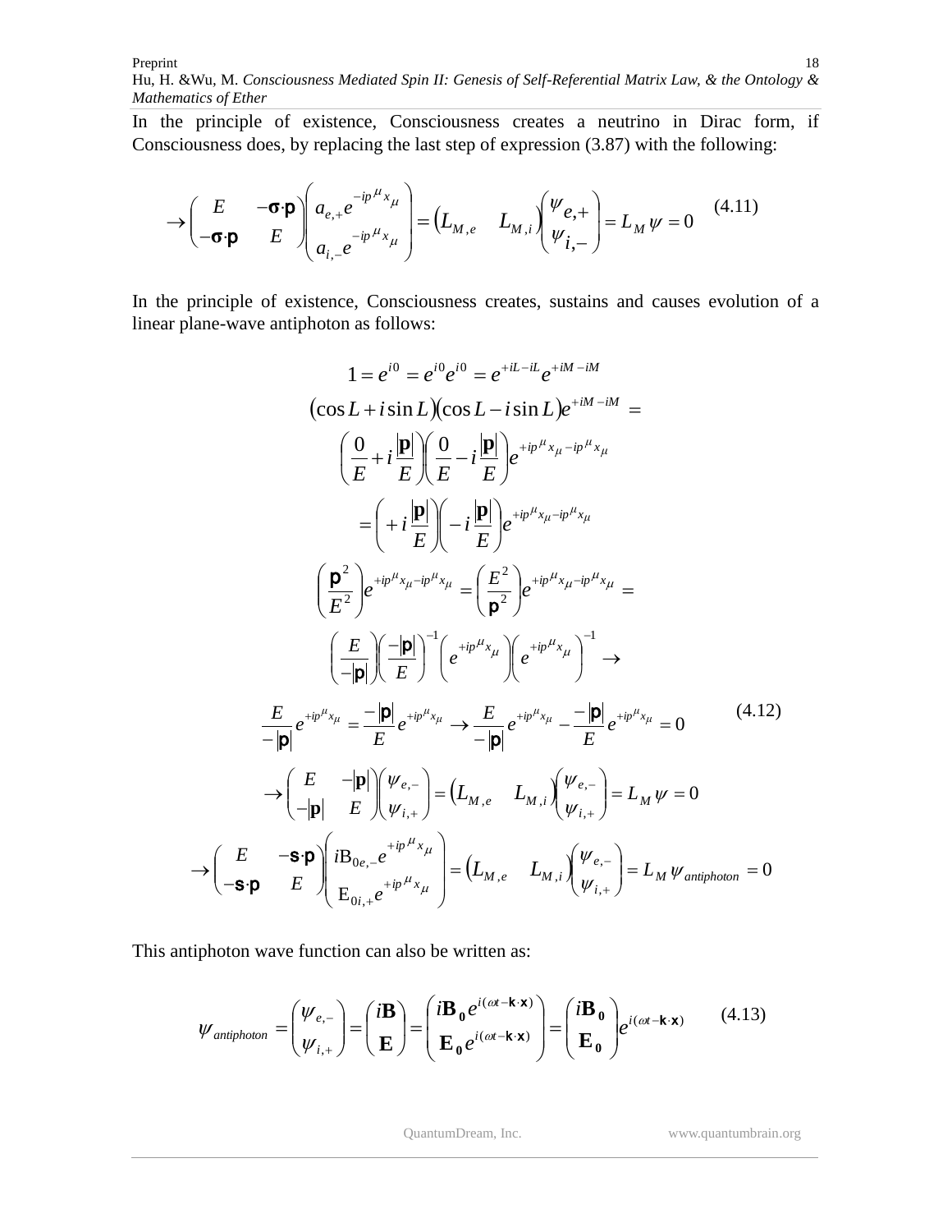In the principle of existence, Consciousness creates a neutrino in Dirac form, if Consciousness does, by replacing the last step of expression (3.87) with the following:

$$\rightarrow \begin{pmatrix} E & -\boldsymbol{\sigma}\cdot\mathbf{p} \\ -\boldsymbol{\sigma}\cdot\mathbf{p} & E \end{pmatrix} \begin{pmatrix} a_{e,+}e^{-ip^{\mu}x_{\mu}} \\ a_{i,-}e^{-ip^{\mu}x_{\mu}} \end{pmatrix} = \begin{pmatrix} L_{M,e} & L_{M,i} \end{pmatrix} \begin{pmatrix} \psi_{e,+} \\ \psi_{i,-} \end{pmatrix} = L_M \psi = 0 \tag{4.11}$$

In the principle of existence, Consciousness creates, sustains and causes evolution of a linear plane-wave antiphoton as follows:

$$\begin{aligned}
&1 = e^{i0} = e^{i0}e^{i0} = e^{+iL-iL}e^{+iM-iM} \\
&(\cos L + i\sin L)(\cos L - i\sin L)e^{+iM-iM} = \\
&\left(\frac{0}{E} + i\frac{|\mathbf{p}|}{E}\right)\left(\frac{0}{E} - i\frac{|\mathbf{p}|}{E}\right)e^{+ip^{\mu}x_{\mu}-ip^{\mu}x_{\mu}} \\
&= \left(+i\frac{|\mathbf{p}|}{E}\right)\left(-i\frac{|\mathbf{p}|}{E}\right)e^{+ip^{\mu}x_{\mu}-ip^{\mu}x_{\mu}} \\
&\left(\frac{\mathbf{p}^2}{E^2}\right)e^{+ip^{\mu}x_{\mu}-ip^{\mu}x_{\mu}} = \left(\frac{E^2}{\mathbf{p}^2}\right)e^{+ip^{\mu}x_{\mu}-ip^{\mu}x_{\mu}} = \\
&\left(\frac{E}{-|\mathbf{p}|}\right)\left(\frac{-|\mathbf{p}|}{E}\right)^{-1}\left(e^{+ip^{\mu}x_{\mu}}\right)\left(e^{+ip^{\mu}x_{\mu}}\right)^{-1} \rightarrow \\
&\frac{E}{-|\mathbf{p}|}e^{+ip^{\mu}x_{\mu}} = \frac{-|\mathbf{p}|}{E}e^{+ip^{\mu}x_{\mu}} \rightarrow \frac{E}{-|\mathbf{p}|}e^{+ip^{\mu}x_{\mu}} - \frac{-|\mathbf{p}|}{E}e^{+ip^{\mu}x_{\mu}} = 0 \\
&\rightarrow \begin{pmatrix} E & -|\mathbf{p}| \\ -|\mathbf{p}| & E \end{pmatrix}\begin{pmatrix} \psi_{e,-} \\ \psi_{i,+} \end{pmatrix} = \begin{pmatrix} L_{M,e} & L_{M,i} \end{pmatrix}\begin{pmatrix} \psi_{e,-} \\ \psi_{i,+} \end{pmatrix} = L_M \psi = 0 \\
&\rightarrow \begin{pmatrix} E & -\mathbf{s}\cdot\mathbf{p} \\ -\mathbf{s}\cdot\mathbf{p} & E \end{pmatrix}\begin{pmatrix} i\mathrm{B}_{0e,-}e^{+ip^{\mu}x_{\mu}} \\ \mathrm{E}_{0i,+}e^{+ip^{\mu}x_{\mu}} \end{pmatrix} = \begin{pmatrix} L_{M,e} & L_{M,i} \end{pmatrix}\begin{pmatrix} \psi_{e,-} \\ \psi_{i,+} \end{pmatrix} = L_M \psi_{antiphoton} = 0
\end{aligned} \tag{4.12}$$

This antiphoton wave function can also be written as:

$$\psi_{antiphoton} = \begin{pmatrix} \psi_{e,-} \\ \psi_{i,+} \end{pmatrix} = \begin{pmatrix} i\mathbf{B} \\ \mathbf{E} \end{pmatrix} = \begin{pmatrix} i\mathbf{B_0}e^{i(\omega t - \mathbf{k}\cdot\mathbf{x})} \\ \mathbf{E_0}e^{i(\omega t - \mathbf{k}\cdot\mathbf{x})} \end{pmatrix} = \begin{pmatrix} i\mathbf{B_0} \\ \mathbf{E_0} \end{pmatrix} e^{i(\omega t - \mathbf{k}\cdot\mathbf{x})} \tag{4.13}$$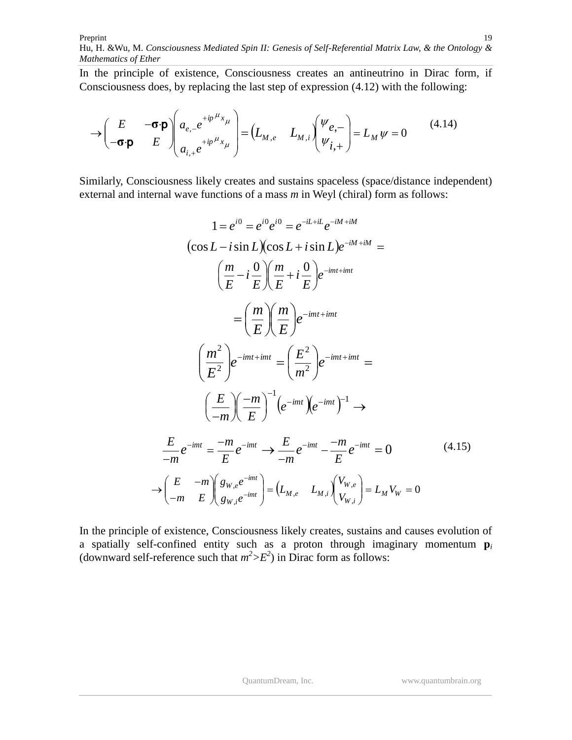In the principle of existence, Consciousness creates an antineutrino in Dirac form, if Consciousness does, by replacing the last step of expression (4.12) with the following:

$$\rightarrow \begin{pmatrix} E & -\boldsymbol{\sigma}\cdot\mathbf{p} \\ -\boldsymbol{\sigma}\cdot\mathbf{p} & E \end{pmatrix} \begin{pmatrix} a_{e,-}e^{+ip^{\mu}x_{\mu}} \\ a_{i,+}e^{+ip^{\mu}x_{\mu}} \end{pmatrix} = \begin{pmatrix} L_{M,e} & L_{M,i} \end{pmatrix} \begin{pmatrix} \psi_{e,-} \\ \psi_{i,+} \end{pmatrix} = L_M \psi = 0 \qquad (4.14)$$

Similarly, Consciousness likely creates and sustains spaceless (space/distance independent) external and internal wave functions of a mass $m$ in Weyl (chiral) form as follows:

$$1 = e^{i0} = e^{i0}e^{i0} = e^{-iL+iL}e^{-iM+iM}$$

$$(\cos L - i\sin L)(\cos L + i\sin L)e^{-iM+iM} =$$

$$\left(\frac{m}{E} - i\frac{0}{E}\right)\left(\frac{m}{E} + i\frac{0}{E}\right)e^{-imt+imt}$$

$$= \left(\frac{m}{E}\right)\left(\frac{m}{E}\right)e^{-imt+imt}$$

$$\left(\frac{m^2}{E^2}\right)e^{-imt+imt} = \left(\frac{E^2}{m^2}\right)e^{-imt+imt} =$$

$$\left(\frac{E}{-m}\right)\left(\frac{-m}{E}\right)^{-1}\left(e^{-imt}\right)\left(e^{-imt}\right)^{-1} \rightarrow$$

$$\frac{E}{-m}e^{-imt} = \frac{-m}{E}e^{-imt} \rightarrow \frac{E}{-m}e^{-imt} - \frac{-m}{E}e^{-imt} = 0 \qquad (4.15)$$

$$\rightarrow \begin{pmatrix} E & -m \\ -m & E \end{pmatrix} \begin{pmatrix} g_{W,e}e^{-imt} \\ g_{W,i}e^{-imt} \end{pmatrix} = \begin{pmatrix} L_{M,e} & L_{M,i} \end{pmatrix} \begin{pmatrix} V_{W,e} \\ V_{W,i} \end{pmatrix} = L_M V_W = 0$$

In the principle of existence, Consciousness likely creates, sustains and causes evolution of a spatially self-confined entity such as a proton through imaginary momentum $\mathbf{p}_i$ (downward self-reference such that $m^2 > E^2$) in Dirac form as follows: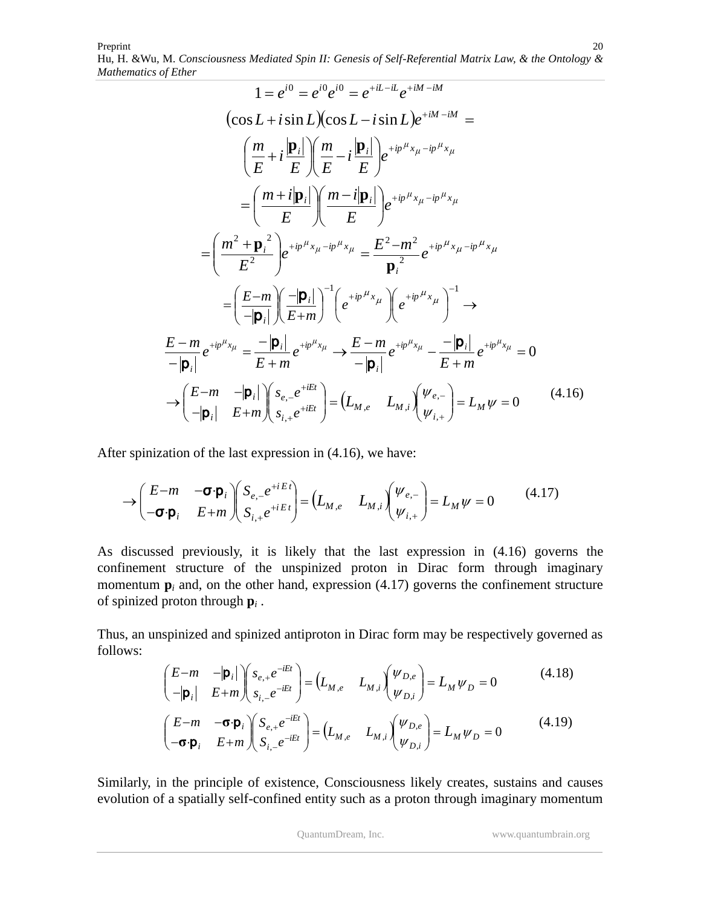$$1 = e^{i0} = e^{i0}e^{i0} = e^{+iL-iL}e^{+iM-iM}$$

$$(\cos L + i\sin L)(\cos L - i\sin L)e^{+iM-iM} =$$

$$\left(\frac{m}{E} + i\frac{|\mathbf{p}_i|}{E}\right)\left(\frac{m}{E} - i\frac{|\mathbf{p}_i|}{E}\right)e^{+ip^\mu x_\mu - ip^\mu x_\mu}$$

$$= \left(\frac{m + i|\mathbf{p}_i|}{E}\right)\left(\frac{m - i|\mathbf{p}_i|}{E}\right)e^{+ip^\mu x_\mu - ip^\mu x_\mu}$$

$$= \left(\frac{m^2 + \mathbf{p}_i^{\,2}}{E^2}\right)e^{+ip^\mu x_\mu - ip^\mu x_\mu} = \frac{E^2 - m^2}{\mathbf{p}_i^{\,2}}e^{+ip^\mu x_\mu - ip^\mu x_\mu}$$

$$= \left(\frac{E-m}{-|\mathbf{p}_i|}\right)\left(\frac{-|\mathbf{p}_i|}{E+m}\right)^{-1}\left(e^{+ip^\mu x_\mu}\right)\left(e^{+ip^\mu x_\mu}\right)^{-1} \rightarrow$$

$$\frac{E-m}{-|\mathbf{p}_i|}e^{+ip^\mu x_\mu} = \frac{-|\mathbf{p}_i|}{E+m}e^{+ip^\mu x_\mu} \rightarrow \frac{E-m}{-|\mathbf{p}_i|}e^{+ip^\mu x_\mu} - \frac{-|\mathbf{p}_i|}{E+m}e^{+ip^\mu x_\mu} = 0$$

$$\rightarrow \begin{pmatrix} E-m & -|\mathbf{p}_i| \\ -|\mathbf{p}_i| & E+m \end{pmatrix}\begin{pmatrix} s_{e,-}e^{+iEt} \\ s_{i,+}e^{+iEt} \end{pmatrix} = \begin{pmatrix} L_{M,e} & L_{M,i} \end{pmatrix}\begin{pmatrix} \psi_{e,-} \\ \psi_{i,+} \end{pmatrix} = L_M\psi = 0 \qquad (4.16)$$

After spinization of the last expression in (4.16), we have:

$$\rightarrow \begin{pmatrix} E-m & -\boldsymbol{\sigma}\cdot\mathbf{p}_i \\ -\boldsymbol{\sigma}\cdot\mathbf{p}_i & E+m \end{pmatrix}\begin{pmatrix} S_{e,-}e^{+iEt} \\ S_{i,+}e^{+iEt} \end{pmatrix} = \begin{pmatrix} L_{M,e} & L_{M,i} \end{pmatrix}\begin{pmatrix} \psi_{e,-} \\ \psi_{i,+} \end{pmatrix} = L_M\psi = 0 \qquad (4.17)$$

As discussed previously, it is likely that the last expression in (4.16) governs the confinement structure of the unspinized proton in Dirac form through imaginary momentum $\mathbf{p}_i$ and, on the other hand, expression (4.17) governs the confinement structure of spinized proton through $\mathbf{p}_i$ .

Thus, an unspinized and spinized antiproton in Dirac form may be respectively governed as follows:

$$\begin{pmatrix} E-m & -|\mathbf{p}_i| \\ -|\mathbf{p}_i| & E+m \end{pmatrix}\begin{pmatrix} s_{e,+}e^{-iEt} \\ s_{i,-}e^{-iEt} \end{pmatrix} = \begin{pmatrix} L_{M,e} & L_{M,i} \end{pmatrix}\begin{pmatrix} \psi_{D,e} \\ \psi_{D,i} \end{pmatrix} = L_M\psi_D = 0 \qquad (4.18)$$

$$\begin{pmatrix} E-m & -\boldsymbol{\sigma}\cdot\mathbf{p}_i \\ -\boldsymbol{\sigma}\cdot\mathbf{p}_i & E+m \end{pmatrix}\begin{pmatrix} S_{e,+}e^{-iEt} \\ S_{i,-}e^{-iEt} \end{pmatrix} = \begin{pmatrix} L_{M,e} & L_{M,i} \end{pmatrix}\begin{pmatrix} \psi_{D,e} \\ \psi_{D,i} \end{pmatrix} = L_M\psi_D = 0 \qquad (4.19)$$

Similarly, in the principle of existence, Consciousness likely creates, sustains and causes evolution of a spatially self-confined entity such as a proton through imaginary momentum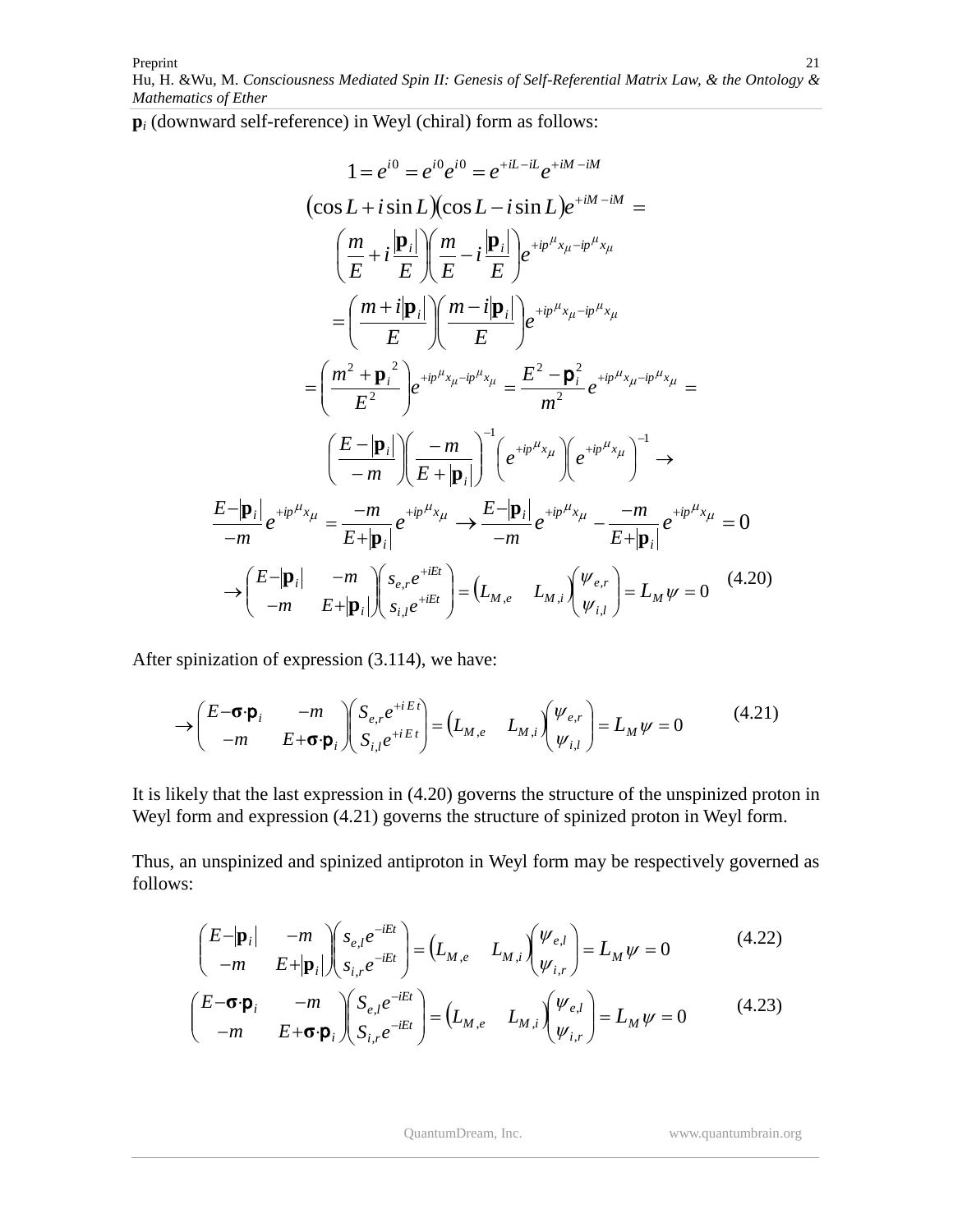$\mathbf{p}_i$ (downward self-reference) in Weyl (chiral) form as follows:

$$
\begin{gathered}
1 = e^{i0} = e^{i0}e^{i0} = e^{+iL-iL}e^{+iM-iM} \\
(\cos L + i\sin L)(\cos L - i\sin L)e^{+iM-iM} = \\
\left(\frac{m}{E} + i\frac{|\mathbf{p}_i|}{E}\right)\left(\frac{m}{E} - i\frac{|\mathbf{p}_i|}{E}\right)e^{+ip^\mu x_\mu - ip^\mu x_\mu} \\
= \left(\frac{m + i|\mathbf{p}_i|}{E}\right)\left(\frac{m - i|\mathbf{p}_i|}{E}\right)e^{+ip^\mu x_\mu - ip^\mu x_\mu} \\
= \left(\frac{m^2 + \mathbf{p}_i{}^2}{E^2}\right)e^{+ip^\mu x_\mu - ip^\mu x_\mu} = \frac{E^2 - \mathbf{p}_i^2}{m^2}e^{+ip^\mu x_\mu - ip^\mu x_\mu} = \\
\left(\frac{E - |\mathbf{p}_i|}{-m}\right)\left(\frac{-m}{E + |\mathbf{p}_i|}\right)^{-1}\left(e^{+ip^\mu x_\mu}\right)\left(e^{+ip^\mu x_\mu}\right)^{-1} \to \\
\frac{E - |\mathbf{p}_i|}{-m}e^{+ip^\mu x_\mu} = \frac{-m}{E + |\mathbf{p}_i|}e^{+ip^\mu x_\mu} \to \frac{E - |\mathbf{p}_i|}{-m}e^{+ip^\mu x_\mu} - \frac{-m}{E + |\mathbf{p}_i|}e^{+ip^\mu x_\mu} = 0 \\
\to \begin{pmatrix} E - |\mathbf{p}_i| & -m \\ -m & E + |\mathbf{p}_i| \end{pmatrix}\begin{pmatrix} s_{e,r}e^{+iEt} \\ s_{i,l}e^{+iEt} \end{pmatrix} = \begin{pmatrix} L_{M,e} & L_{M,i} \end{pmatrix}\begin{pmatrix} \psi_{e,r} \\ \psi_{i,l} \end{pmatrix} = L_M \psi = 0 \qquad (4.20)
\end{gathered}
$$

After spinization of expression (3.114), we have:

$$
\to \begin{pmatrix} E - \boldsymbol{\sigma}\cdot\mathbf{p}_i & -m \\ -m & E + \boldsymbol{\sigma}\cdot\mathbf{p}_i \end{pmatrix}\begin{pmatrix} S_{e,r}e^{+iEt} \\ S_{i,l}e^{+iEt} \end{pmatrix} = \begin{pmatrix} L_{M,e} & L_{M,i} \end{pmatrix}\begin{pmatrix} \psi_{e,r} \\ \psi_{i,l} \end{pmatrix} = L_M \psi = 0 \qquad (4.21)
$$

It is likely that the last expression in (4.20) governs the structure of the unspinized proton in Weyl form and expression (4.21) governs the structure of spinized proton in Weyl form.

Thus, an unspinized and spinized antiproton in Weyl form may be respectively governed as follows:

$$
\begin{pmatrix} E - |\mathbf{p}_i| & -m \\ -m & E + |\mathbf{p}_i| \end{pmatrix}\begin{pmatrix} s_{e,l}e^{-iEt} \\ s_{i,r}e^{-iEt} \end{pmatrix} = \begin{pmatrix} L_{M,e} & L_{M,i} \end{pmatrix}\begin{pmatrix} \psi_{e,l} \\ \psi_{i,r} \end{pmatrix} = L_M \psi = 0 \qquad (4.22)
$$

$$
\begin{pmatrix} E - \boldsymbol{\sigma}\cdot\mathbf{p}_i & -m \\ -m & E + \boldsymbol{\sigma}\cdot\mathbf{p}_i \end{pmatrix}\begin{pmatrix} S_{e,l}e^{-iEt} \\ S_{i,r}e^{-iEt} \end{pmatrix} = \begin{pmatrix} L_{M,e} & L_{M,i} \end{pmatrix}\begin{pmatrix} \psi_{e,l} \\ \psi_{i,r} \end{pmatrix} = L_M \psi = 0 \qquad (4.23)
$$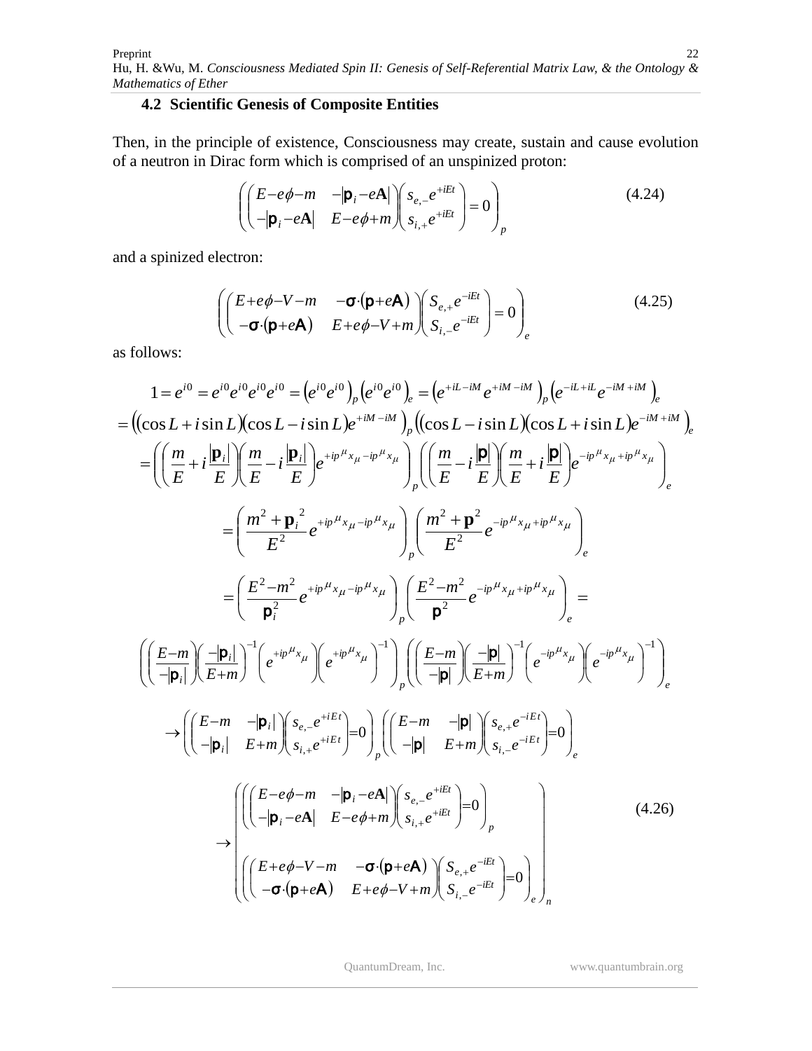### 4.2 Scientific Genesis of Composite Entities

Then, in the principle of existence, Consciousness may create, sustain and cause evolution of a neutron in Dirac form which is comprised of an unspinized proton:

$$\left(\begin{pmatrix} E-e\phi-m & -|\mathbf{p}_i-e\mathbf{A}| \\ -|\mathbf{p}_i-e\mathbf{A}| & E-e\phi+m \end{pmatrix}\begin{pmatrix} s_{e,-}e^{+iEt} \\ s_{i,+}e^{+iEt} \end{pmatrix}=0\right)_p \tag{4.24}$$

and a spinized electron:

$$\left(\begin{pmatrix} E+e\phi-V-m & -\boldsymbol{\sigma}\cdot(\mathbf{p}+e\mathbf{A}) \\ -\boldsymbol{\sigma}\cdot(\mathbf{p}+e\mathbf{A}) & E+e\phi-V+m \end{pmatrix}\begin{pmatrix} S_{e,+}e^{-iEt} \\ S_{i,-}e^{-iEt} \end{pmatrix}=0\right)_e \tag{4.25}$$

as follows:

$$1=e^{i0}=e^{i0}e^{i0}e^{i0}e^{i0}=\left(e^{i0}e^{i0}\right)_p\left(e^{i0}e^{i0}\right)_e=\left(e^{+iL-iM}e^{+iM-iM}\right)_p\left(e^{-iL+iL}e^{-iM+iM}\right)_e$$

$$=\left((\cos L+i\sin L)(\cos L-i\sin L)e^{+iM-iM}\right)_p\left((\cos L-i\sin L)(\cos L+i\sin L)e^{-iM+iM}\right)_e$$

$$=\left(\left(\frac{m}{E}+i\frac{|\mathbf{p}_i|}{E}\right)\left(\frac{m}{E}-i\frac{|\mathbf{p}_i|}{E}\right)e^{+ip^{\mu}x_{\mu}-ip^{\mu}x_{\mu}}\right)_p\left(\left(\frac{m}{E}-i\frac{|\mathbf{p}|}{E}\right)\left(\frac{m}{E}+i\frac{|\mathbf{p}|}{E}\right)e^{-ip^{\mu}x_{\mu}+ip^{\mu}x_{\mu}}\right)_e$$

$$=\left(\frac{m^2+\mathbf{p}_i^{\,2}}{E^2}e^{+ip^{\mu}x_{\mu}-ip^{\mu}x_{\mu}}\right)_p\left(\frac{m^2+\mathbf{p}^2}{E^2}e^{-ip^{\mu}x_{\mu}+ip^{\mu}x_{\mu}}\right)_e$$

$$=\left(\frac{E^2-m^2}{\mathbf{p}_i^2}e^{+ip^{\mu}x_{\mu}-ip^{\mu}x_{\mu}}\right)_p\left(\frac{E^2-m^2}{\mathbf{p}^2}e^{-ip^{\mu}x_{\mu}+ip^{\mu}x_{\mu}}\right)_e=$$

$$\left(\left(\frac{E-m}{-|\mathbf{p}_i|}\right)\left(\frac{-|\mathbf{p}_i|}{E+m}\right)^{-1}\left(e^{+ip^{\mu}x_{\mu}}\right)\left(e^{+ip^{\mu}x_{\mu}}\right)^{-1}\right)_p\left(\left(\frac{E-m}{-|\mathbf{p}|}\right)\left(\frac{-|\mathbf{p}|}{E+m}\right)^{-1}\left(e^{-ip^{\mu}x_{\mu}}\right)\left(e^{-ip^{\mu}x_{\mu}}\right)^{-1}\right)_e$$

$$\rightarrow\left(\begin{pmatrix} E-m & -|\mathbf{p}_i| \\ -|\mathbf{p}_i| & E+m \end{pmatrix}\begin{pmatrix} s_{e,-}e^{+iEt} \\ s_{i,+}e^{+iEt} \end{pmatrix}=0\right)_p\left(\begin{pmatrix} E-m & -|\mathbf{p}| \\ -|\mathbf{p}| & E+m \end{pmatrix}\begin{pmatrix} s_{e,+}e^{-iEt} \\ s_{i,-}e^{-iEt} \end{pmatrix}=0\right)_e$$

$$\rightarrow\begin{pmatrix} \left(\begin{pmatrix} E-e\phi-m & -|\mathbf{p}_i-e\mathbf{A}| \\ -|\mathbf{p}_i-e\mathbf{A}| & E-e\phi+m \end{pmatrix}\begin{pmatrix} s_{e,-}e^{+iEt} \\ s_{i,+}e^{+iEt} \end{pmatrix}=0\right)_p \\ \\ \left(\begin{pmatrix} E+e\phi-V-m & -\boldsymbol{\sigma}\cdot(\mathbf{p}+e\mathbf{A}) \\ -\boldsymbol{\sigma}\cdot(\mathbf{p}+e\mathbf{A}) & E+e\phi-V+m \end{pmatrix}\begin{pmatrix} S_{e,+}e^{-iEt} \\ S_{i,-}e^{-iEt} \end{pmatrix}=0\right)_e \end{pmatrix}_n \tag{4.26}$$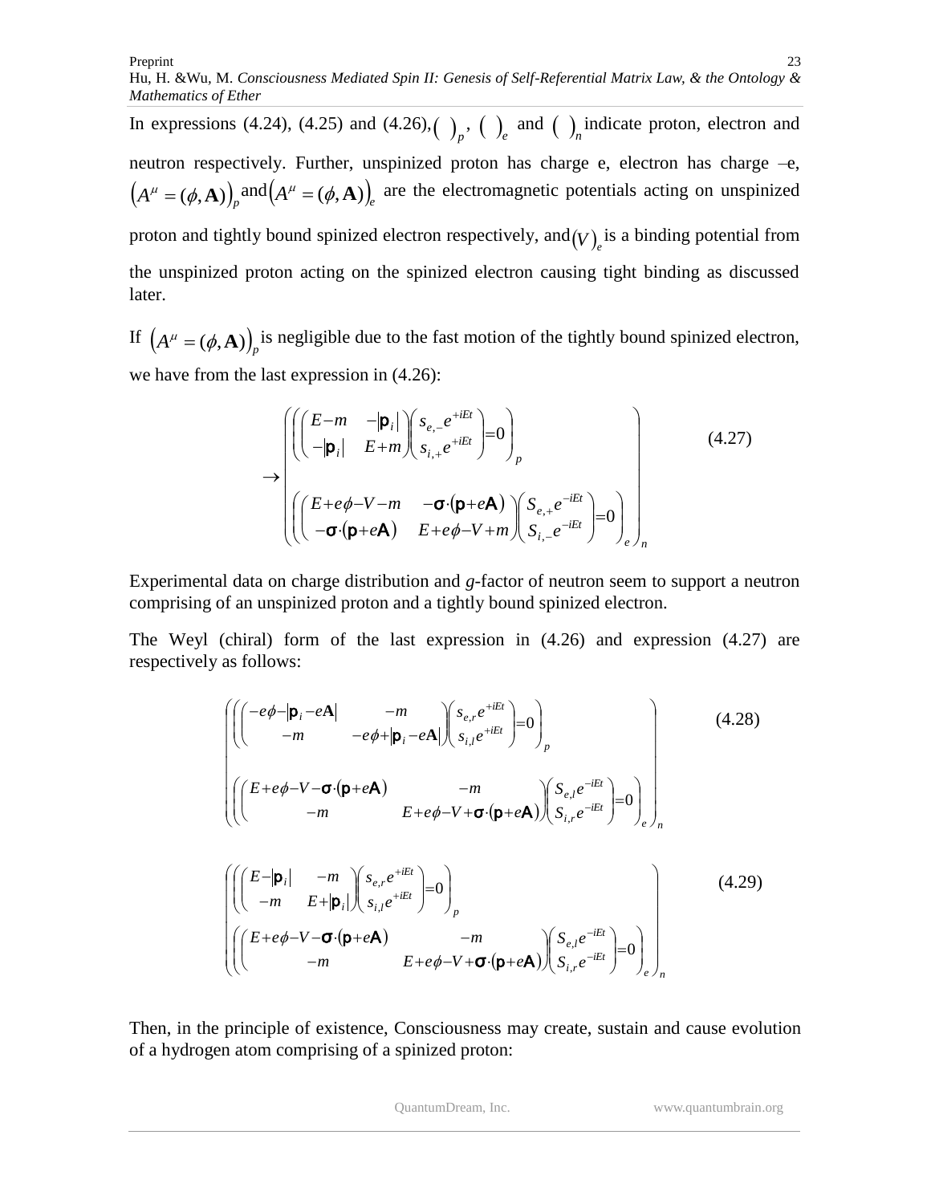In expressions (4.24), (4.25) and (4.26), $(\ )_p$, $(\ )_e$ and $(\ )_n$ indicate proton, electron and neutron respectively. Further, unspinized proton has charge e, electron has charge –e, $\left(A^\mu = (\phi, \mathbf{A})\right)_p$ and $\left(A^\mu = (\phi, \mathbf{A})\right)_e$ are the electromagnetic potentials acting on unspinized proton and tightly bound spinized electron respectively, and $(V)_e$ is a binding potential from the unspinized proton acting on the spinized electron causing tight binding as discussed later.

If $\left(A^\mu = (\phi, \mathbf{A})\right)_p$ is negligible due to the fast motion of the tightly bound spinized electron, we have from the last expression in (4.26):

$$\rightarrow \begin{pmatrix} \left( \begin{pmatrix} E-m & -|\mathbf{p}_i| \\ -|\mathbf{p}_i| & E+m \end{pmatrix} \begin{pmatrix} s_{e,-}e^{+iEt} \\ s_{i,+}e^{+iEt} \end{pmatrix} = 0 \right)_p \\ \\ \left( \begin{pmatrix} E+e\phi-V-m & -\boldsymbol{\sigma}\cdot(\mathbf{p}+e\mathbf{A}) \\ -\boldsymbol{\sigma}\cdot(\mathbf{p}+e\mathbf{A}) & E+e\phi-V+m \end{pmatrix} \begin{pmatrix} S_{e,+}e^{-iEt} \\ S_{i,-}e^{-iEt} \end{pmatrix} = 0 \right)_e \end{pmatrix}_n \tag{4.27}$$

Experimental data on charge distribution and *g*-factor of neutron seem to support a neutron comprising of an unspinized proton and a tightly bound spinized electron.

The Weyl (chiral) form of the last expression in (4.26) and expression (4.27) are respectively as follows:

$$\begin{pmatrix} \left( \begin{pmatrix} -e\phi-|\mathbf{p}_i-e\mathbf{A}| & -m \\ -m & -e\phi+|\mathbf{p}_i-e\mathbf{A}| \end{pmatrix} \begin{pmatrix} s_{e,r}e^{+iEt} \\ s_{i,l}e^{+iEt} \end{pmatrix} = 0 \right)_p \\ \\ \left( \begin{pmatrix} E+e\phi-V-\boldsymbol{\sigma}\cdot(\mathbf{p}+e\mathbf{A}) & -m \\ -m & E+e\phi-V+\boldsymbol{\sigma}\cdot(\mathbf{p}+e\mathbf{A}) \end{pmatrix} \begin{pmatrix} S_{e,l}e^{-iEt} \\ S_{i,r}e^{-iEt} \end{pmatrix} = 0 \right)_e \end{pmatrix}_n \tag{4.28}$$

$$\begin{pmatrix} \left( \begin{pmatrix} E-|\mathbf{p}_i| & -m \\ -m & E+|\mathbf{p}_i| \end{pmatrix} \begin{pmatrix} s_{e,r}e^{+iEt} \\ s_{i,l}e^{+iEt} \end{pmatrix} = 0 \right)_p \\ \left( \begin{pmatrix} E+e\phi-V-\boldsymbol{\sigma}\cdot(\mathbf{p}+e\mathbf{A}) & -m \\ -m & E+e\phi-V+\boldsymbol{\sigma}\cdot(\mathbf{p}+e\mathbf{A}) \end{pmatrix} \begin{pmatrix} S_{e,l}e^{-iEt} \\ S_{i,r}e^{-iEt} \end{pmatrix} = 0 \right)_e \end{pmatrix}_n \tag{4.29}$$

Then, in the principle of existence, Consciousness may create, sustain and cause evolution of a hydrogen atom comprising of a spinized proton: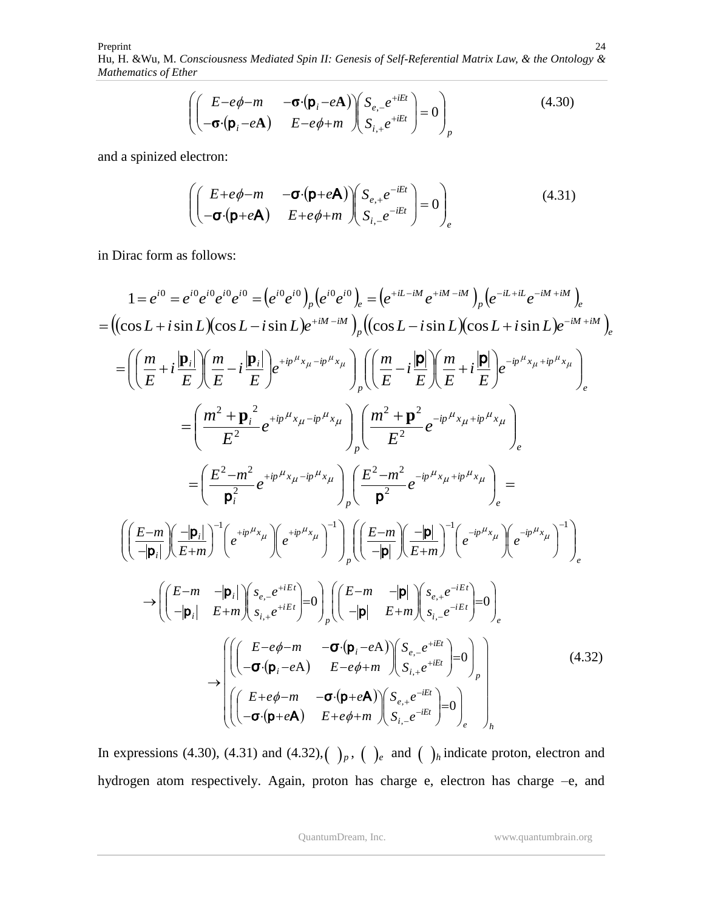$$\left( \begin{pmatrix} E-e\phi-m & -\boldsymbol{\sigma}\cdot(\mathbf{p}_i-e\mathbf{A}) \\ -\boldsymbol{\sigma}\cdot(\mathbf{p}_i-e\mathbf{A}) & E-e\phi+m \end{pmatrix} \begin{pmatrix} S_{e,-}e^{+iEt} \\ S_{i,+}e^{+iEt} \end{pmatrix} = 0 \right)_p \tag{4.30}$$

and a spinized electron:

$$\left( \begin{pmatrix} E+e\phi-m & -\boldsymbol{\sigma}\cdot(\mathbf{p}+e\mathbf{A}) \\ -\boldsymbol{\sigma}\cdot(\mathbf{p}+e\mathbf{A}) & E+e\phi+m \end{pmatrix} \begin{pmatrix} S_{e,+}e^{-iEt} \\ S_{i,-}e^{-iEt} \end{pmatrix} = 0 \right)_e \tag{4.31}$$

in Dirac form as follows:

$$\begin{aligned}
1 &= e^{i0} = e^{i0}e^{i0}e^{i0}e^{i0} = \left(e^{i0}e^{i0}\right)_p \left(e^{i0}e^{i0}\right)_e = \left(e^{+iL-iM}e^{+iM-iM}\right)_p \left(e^{-iL+iL}e^{-iM+iM}\right)_e \\
&= \left((\cos L + i\sin L)(\cos L - i\sin L)e^{+iM-iM}\right)_p \left((\cos L - i\sin L)(\cos L + i\sin L)e^{-iM+iM}\right)_e \\
&= \left( \left(\frac{m}{E} + i\frac{|\mathbf{p}_i|}{E}\right)\left(\frac{m}{E} - i\frac{|\mathbf{p}_i|}{E}\right) e^{+ip^\mu x_\mu - ip^\mu x_\mu} \right)_p \left( \left(\frac{m}{E} - i\frac{|\mathbf{p}|}{E}\right)\left(\frac{m}{E} + i\frac{|\mathbf{p}|}{E}\right) e^{-ip^\mu x_\mu + ip^\mu x_\mu} \right)_e \\
&= \left( \frac{m^2 + \mathbf{p}_i^{\,2}}{E^2} e^{+ip^\mu x_\mu - ip^\mu x_\mu} \right)_p \left( \frac{m^2 + \mathbf{p}^2}{E^2} e^{-ip^\mu x_\mu + ip^\mu x_\mu} \right)_e \\
&= \left( \frac{E^2 - m^2}{\mathbf{p}_i^2} e^{+ip^\mu x_\mu - ip^\mu x_\mu} \right)_p \left( \frac{E^2 - m^2}{\mathbf{p}^2} e^{-ip^\mu x_\mu + ip^\mu x_\mu} \right)_e = \\
&\left( \left(\frac{E-m}{-|\mathbf{p}_i|}\right)\left(\frac{-|\mathbf{p}_i|}{E+m}\right)^{-1} \left(e^{+ip^\mu x_\mu}\right)\left(e^{+ip^\mu x_\mu}\right)^{-1} \right)_p \left( \left(\frac{E-m}{-|\mathbf{p}|}\right)\left(\frac{-|\mathbf{p}|}{E+m}\right)^{-1} \left(e^{-ip^\mu x_\mu}\right)\left(e^{-ip^\mu x_\mu}\right)^{-1} \right)_e \\
&\rightarrow \left( \begin{pmatrix} E-m & -|\mathbf{p}_i| \\ -|\mathbf{p}_i| & E+m \end{pmatrix} \begin{pmatrix} s_{e,-}e^{+iEt} \\ s_{i,+}e^{+iEt} \end{pmatrix} = 0 \right)_p \left( \begin{pmatrix} E-m & -|\mathbf{p}| \\ -|\mathbf{p}| & E+m \end{pmatrix} \begin{pmatrix} s_{e,+}e^{-iEt} \\ s_{i,-}e^{-iEt} \end{pmatrix} = 0 \right)_e \\
&\rightarrow \left( \begin{array}{l} \left( \begin{pmatrix} E-e\phi-m & -\boldsymbol{\sigma}\cdot(\mathbf{p}_i-e\mathrm{A}) \\ -\boldsymbol{\sigma}\cdot(\mathbf{p}_i-e\mathrm{A}) & E-e\phi+m \end{pmatrix} \begin{pmatrix} S_{e,-}e^{+iEt} \\ S_{i,+}e^{+iEt} \end{pmatrix} = 0 \right)_p \\ \left( \begin{pmatrix} E+e\phi-m & -\boldsymbol{\sigma}\cdot(\mathbf{p}+e\mathbf{A}) \\ -\boldsymbol{\sigma}\cdot(\mathbf{p}+e\mathbf{A}) & E+e\phi+m \end{pmatrix} \begin{pmatrix} S_{e,+}e^{-iEt} \\ S_{i,-}e^{-iEt} \end{pmatrix} = 0 \right)_e \end{array} \right)_h
\end{aligned} \tag{4.32}$$

In expressions (4.30), (4.31) and (4.32), $(\ )_p$, $(\ )_e$ and $(\ )_h$ indicate proton, electron and hydrogen atom respectively. Again, proton has charge e, electron has charge –e, and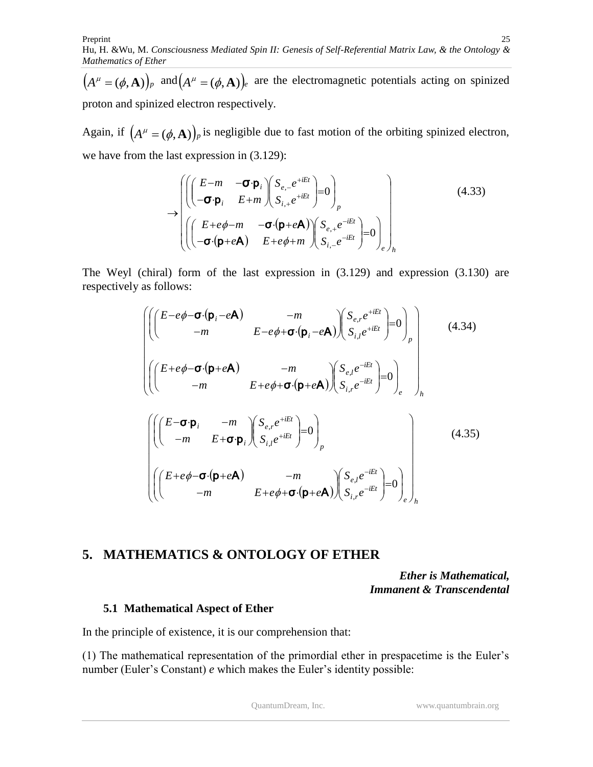$\left(A^{\mu}=(\phi,\mathbf{A})\right)_p$ and $\left(A^{\mu}=(\phi,\mathbf{A})\right)_e$ are the electromagnetic potentials acting on spinized proton and spinized electron respectively.

Again, if $\left(A^{\mu}=(\phi,\mathbf{A})\right)_p$ is negligible due to fast motion of the orbiting spinized electron, we have from the last expression in (3.129):

$$\rightarrow\begin{pmatrix}\left(\begin{pmatrix}E-m & -\boldsymbol{\sigma}\cdot\mathbf{p}_i\\ -\boldsymbol{\sigma}\cdot\mathbf{p}_i & E+m\end{pmatrix}\begin{pmatrix}S_{e,-}e^{+iEt}\\ S_{i,+}e^{+iEt}\end{pmatrix}=0\right)_p\\ \left(\begin{pmatrix}E+e\phi-m & -\boldsymbol{\sigma}\cdot(\mathbf{p}+e\mathbf{A})\\ -\boldsymbol{\sigma}\cdot(\mathbf{p}+e\mathbf{A}) & E+e\phi+m\end{pmatrix}\begin{pmatrix}S_{e,+}e^{-iEt}\\ S_{i,-}e^{-iEt}\end{pmatrix}=0\right)_e\end{pmatrix}_h \tag{4.33}$$

The Weyl (chiral) form of the last expression in (3.129) and expression (3.130) are respectively as follows:

$$\begin{pmatrix}\left(\begin{pmatrix}E-e\phi-\boldsymbol{\sigma}\cdot(\mathbf{p}_i-e\mathbf{A}) & -m\\ -m & E-e\phi+\boldsymbol{\sigma}\cdot(\mathbf{p}_i-e\mathbf{A})\end{pmatrix}\begin{pmatrix}S_{e,r}e^{+iEt}\\ S_{i,l}e^{+iEt}\end{pmatrix}=0\right)_p\\ \left(\begin{pmatrix}E+e\phi-\boldsymbol{\sigma}\cdot(\mathbf{p}+e\mathbf{A}) & -m\\ -m & E+e\phi+\boldsymbol{\sigma}\cdot(\mathbf{p}+e\mathbf{A})\end{pmatrix}\begin{pmatrix}S_{e,l}e^{-iEt}\\ S_{i,r}e^{-iEt}\end{pmatrix}=0\right)_e\end{pmatrix}_h \tag{4.34}$$

$$\begin{pmatrix}\left(\begin{pmatrix}E-\boldsymbol{\sigma}\cdot\mathbf{p}_i & -m\\ -m & E+\boldsymbol{\sigma}\cdot\mathbf{p}_i\end{pmatrix}\begin{pmatrix}S_{e,r}e^{+iEt}\\ S_{i,l}e^{+iEt}\end{pmatrix}=0\right)_p\\ \left(\begin{pmatrix}E+e\phi-\boldsymbol{\sigma}\cdot(\mathbf{p}+e\mathbf{A}) & -m\\ -m & E+e\phi+\boldsymbol{\sigma}\cdot(\mathbf{p}+e\mathbf{A})\end{pmatrix}\begin{pmatrix}S_{e,l}e^{-iEt}\\ S_{i,r}e^{-iEt}\end{pmatrix}=0\right)_e\end{pmatrix}_h \tag{4.35}$$

# 5. MATHEMATICS & ONTOLOGY OF ETHER

***Ether is Mathematical,***
***Immanent & Transcendental***

## 5.1 Mathematical Aspect of Ether

In the principle of existence, it is our comprehension that:

(1) The mathematical representation of the primordial ether in prespacetime is the Euler's number (Euler's Constant) *e* which makes the Euler's identity possible: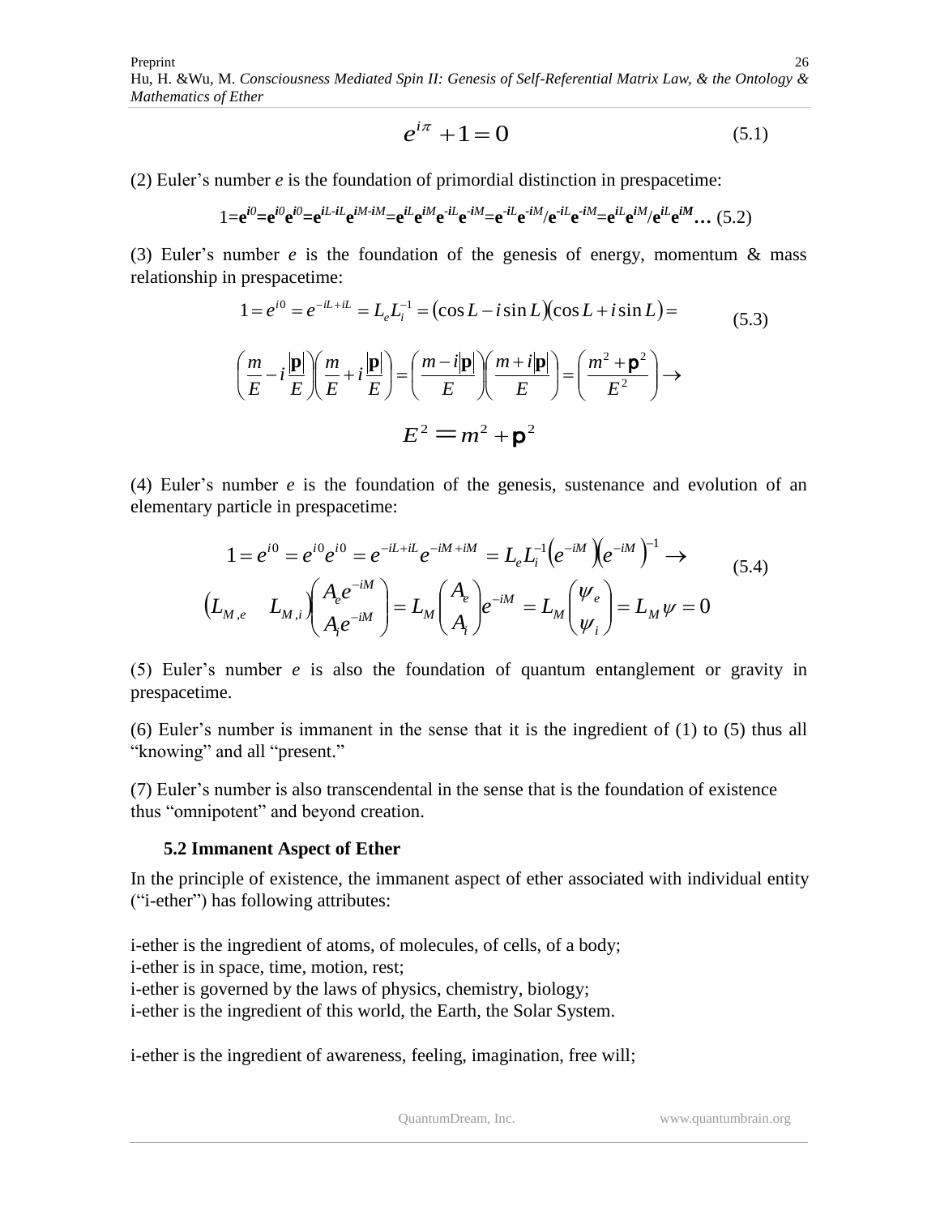$$e^{i\pi} + 1 = 0 \tag{5.1}$$

(2) Euler's number *e* is the foundation of primordial distinction in prespacetime:

$$1=\mathbf{e}^{i0}=\mathbf{e}^{i0}\mathbf{e}^{i0}=\mathbf{e}^{iL\text{-}iL}\mathbf{e}^{iM\text{-}iM}=\mathbf{e}^{iL}\mathbf{e}^{iM}\mathbf{e}^{\text{-}iL}\mathbf{e}^{\text{-}iM}=\mathbf{e}^{\text{-}iL}\mathbf{e}^{\text{-}iM}/\mathbf{e}^{\text{-}iL}\mathbf{e}^{\text{-}iM}=\mathbf{e}^{iL}\mathbf{e}^{iM}/\mathbf{e}^{iL}\mathbf{e}^{iM}\ldots \tag{5.2}$$

(3) Euler's number *e* is the foundation of the genesis of energy, momentum & mass relationship in prespacetime:

$$1 = e^{i0} = e^{-iL+iL} = L_e L_i^{-1} = (\cos L - i\sin L)(\cos L + i\sin L) = \tag{5.3}$$

$$\left(\frac{m}{E} - i\frac{|\mathbf{p}|}{E}\right)\left(\frac{m}{E} + i\frac{|\mathbf{p}|}{E}\right) = \left(\frac{m - i|\mathbf{p}|}{E}\right)\left(\frac{m + i|\mathbf{p}|}{E}\right) = \left(\frac{m^2 + \mathbf{p}^2}{E^2}\right) \rightarrow$$

$$E^2 = m^2 + \mathbf{p}^2$$

(4) Euler's number *e* is the foundation of the genesis, sustenance and evolution of an elementary particle in prespacetime:

$$1 = e^{i0} = e^{i0}e^{i0} = e^{-iL+iL}e^{-iM+iM} = L_e L_i^{-1}\left(e^{-iM}\right)\left(e^{-iM}\right)^{-1} \rightarrow \tag{5.4}$$

$$\begin{pmatrix} L_{M,e} & L_{M,i} \end{pmatrix}\begin{pmatrix} A_e e^{-iM} \\ A_i e^{-iM} \end{pmatrix} = L_M \begin{pmatrix} A_e \\ A_i \end{pmatrix} e^{-iM} = L_M \begin{pmatrix} \psi_e \\ \psi_i \end{pmatrix} = L_M \psi = 0$$

(5) Euler's number *e* is also the foundation of quantum entanglement or gravity in prespacetime.

(6) Euler's number is immanent in the sense that it is the ingredient of (1) to (5) thus all "knowing" and all "present."

(7) Euler's number is also transcendental in the sense that is the foundation of existence thus "omnipotent" and beyond creation.

### 5.2 Immanent Aspect of Ether

In the principle of existence, the immanent aspect of ether associated with individual entity ("i-ether") has following attributes:

i-ether is the ingredient of atoms, of molecules, of cells, of a body;
i-ether is in space, time, motion, rest;
i-ether is governed by the laws of physics, chemistry, biology;
i-ether is the ingredient of this world, the Earth, the Solar System.

i-ether is the ingredient of awareness, feeling, imagination, free will;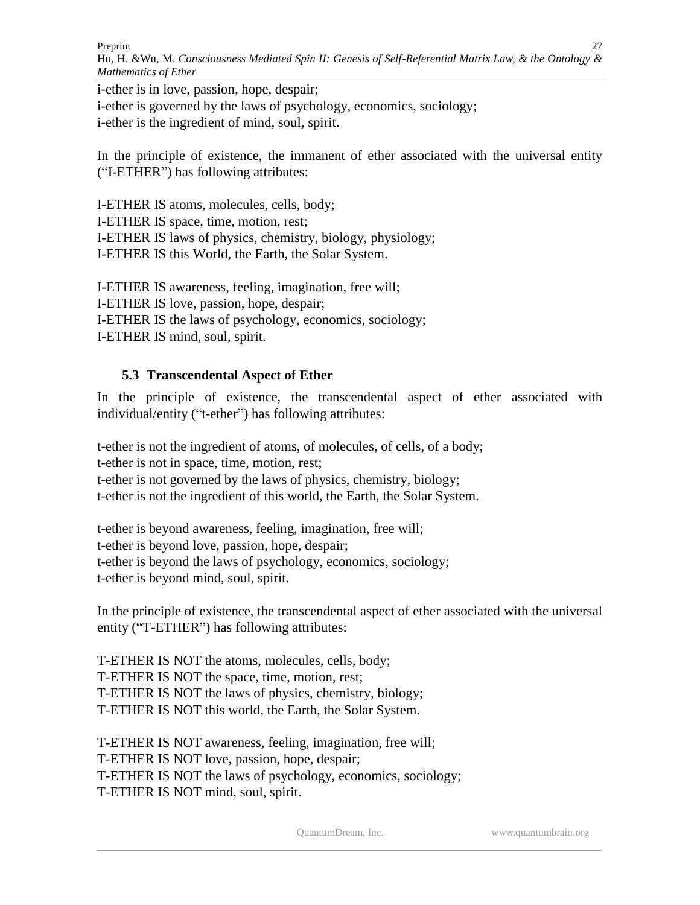i-ether is in love, passion, hope, despair;
i-ether is governed by the laws of psychology, economics, sociology;
i-ether is the ingredient of mind, soul, spirit.

In the principle of existence, the immanent of ether associated with the universal entity ("I-ETHER") has following attributes:

I-ETHER IS atoms, molecules, cells, body;
I-ETHER IS space, time, motion, rest;
I-ETHER IS laws of physics, chemistry, biology, physiology;
I-ETHER IS this World, the Earth, the Solar System.

I-ETHER IS awareness, feeling, imagination, free will;
I-ETHER IS love, passion, hope, despair;
I-ETHER IS the laws of psychology, economics, sociology;
I-ETHER IS mind, soul, spirit.

### 5.3 Transcendental Aspect of Ether

In the principle of existence, the transcendental aspect of ether associated with individual/entity ("t-ether") has following attributes:

t-ether is not the ingredient of atoms, of molecules, of cells, of a body;
t-ether is not in space, time, motion, rest;
t-ether is not governed by the laws of physics, chemistry, biology;
t-ether is not the ingredient of this world, the Earth, the Solar System.

t-ether is beyond awareness, feeling, imagination, free will;
t-ether is beyond love, passion, hope, despair;
t-ether is beyond the laws of psychology, economics, sociology;
t-ether is beyond mind, soul, spirit.

In the principle of existence, the transcendental aspect of ether associated with the universal entity ("T-ETHER") has following attributes:

T-ETHER IS NOT the atoms, molecules, cells, body;
T-ETHER IS NOT the space, time, motion, rest;
T-ETHER IS NOT the laws of physics, chemistry, biology;
T-ETHER IS NOT this world, the Earth, the Solar System.

T-ETHER IS NOT awareness, feeling, imagination, free will;
T-ETHER IS NOT love, passion, hope, despair;
T-ETHER IS NOT the laws of psychology, economics, sociology;
T-ETHER IS NOT mind, soul, spirit.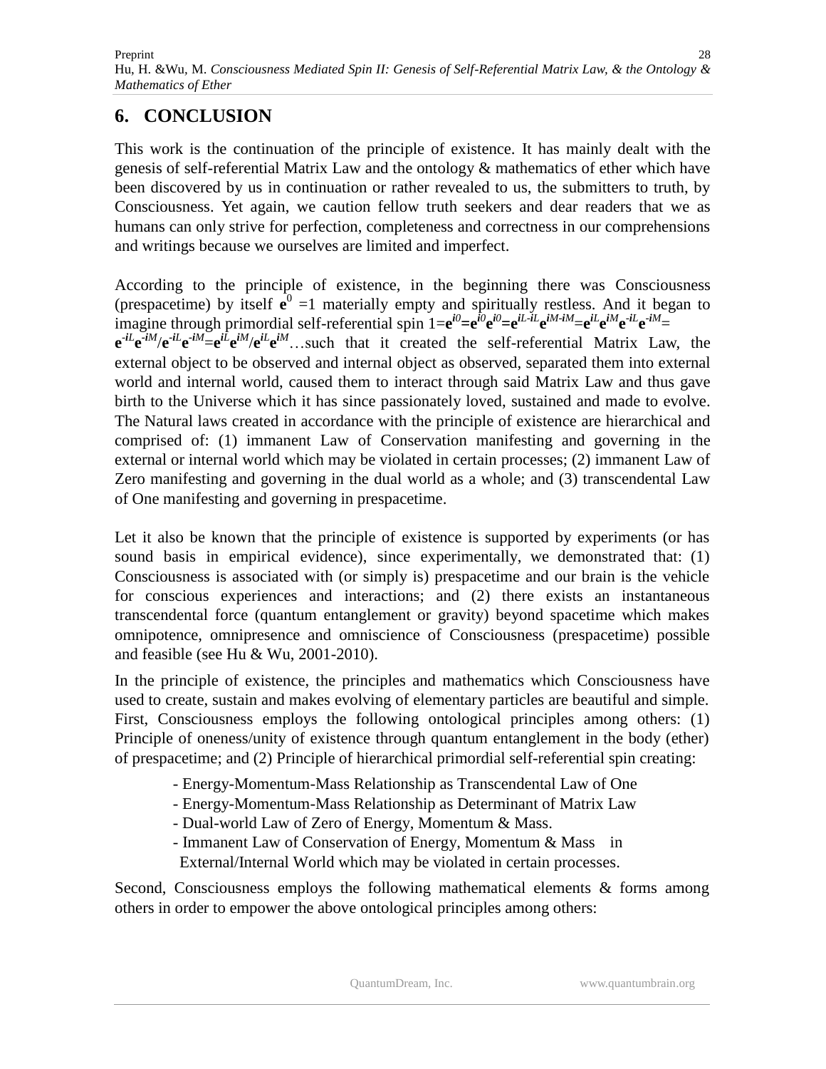## 6. CONCLUSION

This work is the continuation of the principle of existence. It has mainly dealt with the genesis of self-referential Matrix Law and the ontology & mathematics of ether which have been discovered by us in continuation or rather revealed to us, the submitters to truth, by Consciousness. Yet again, we caution fellow truth seekers and dear readers that we as humans can only strive for perfection, completeness and correctness in our comprehensions and writings because we ourselves are limited and imperfect.

According to the principle of existence, in the beginning there was Consciousness (prespacetime) by itself $\mathbf{e}^0 = 1$ materially empty and spiritually restless. And it began to imagine through primordial self-referential spin $1=\mathbf{e}^{i0}=\mathbf{e}^{i0}\mathbf{e}^{i0}=\mathbf{e}^{iL-iL}\mathbf{e}^{iM-iM}=\mathbf{e}^{iL}\mathbf{e}^{iM}\mathbf{e}^{-iL}\mathbf{e}^{-iM}= \mathbf{e}^{-iL}\mathbf{e}^{-iM}/\mathbf{e}^{-iL}\mathbf{e}^{-iM}=\mathbf{e}^{iL}\mathbf{e}^{iM}/\mathbf{e}^{iL}\mathbf{e}^{iM}$…such that it created the self-referential Matrix Law, the external object to be observed and internal object as observed, separated them into external world and internal world, caused them to interact through said Matrix Law and thus gave birth to the Universe which it has since passionately loved, sustained and made to evolve. The Natural laws created in accordance with the principle of existence are hierarchical and comprised of: (1) immanent Law of Conservation manifesting and governing in the external or internal world which may be violated in certain processes; (2) immanent Law of Zero manifesting and governing in the dual world as a whole; and (3) transcendental Law of One manifesting and governing in prespacetime.

Let it also be known that the principle of existence is supported by experiments (or has sound basis in empirical evidence), since experimentally, we demonstrated that: (1) Consciousness is associated with (or simply is) prespacetime and our brain is the vehicle for conscious experiences and interactions; and (2) there exists an instantaneous transcendental force (quantum entanglement or gravity) beyond spacetime which makes omnipotence, omnipresence and omniscience of Consciousness (prespacetime) possible and feasible (see Hu & Wu, 2001-2010).

In the principle of existence, the principles and mathematics which Consciousness have used to create, sustain and makes evolving of elementary particles are beautiful and simple. First, Consciousness employs the following ontological principles among others: (1) Principle of oneness/unity of existence through quantum entanglement in the body (ether) of prespacetime; and (2) Principle of hierarchical primordial self-referential spin creating:

- Energy-Momentum-Mass Relationship as Transcendental Law of One
- Energy-Momentum-Mass Relationship as Determinant of Matrix Law
- Dual-world Law of Zero of Energy, Momentum & Mass.
- Immanent Law of Conservation of Energy, Momentum & Mass in External/Internal World which may be violated in certain processes.

Second, Consciousness employs the following mathematical elements & forms among others in order to empower the above ontological principles among others: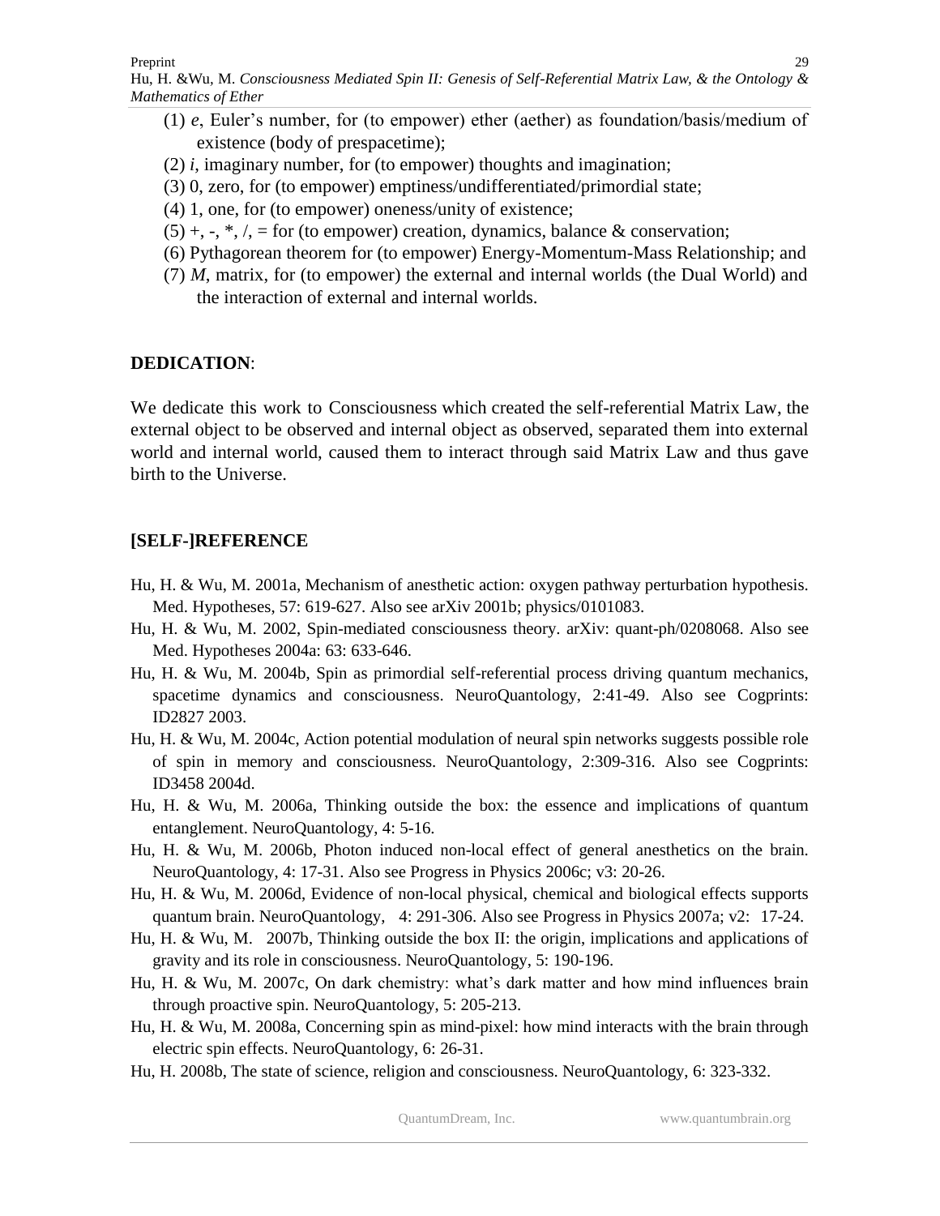(1) $e$, Euler's number, for (to empower) ether (aether) as foundation/basis/medium of existence (body of prespacetime);

(2) $i$, imaginary number, for (to empower) thoughts and imagination;

(3) 0, zero, for (to empower) emptiness/undifferentiated/primordial state;

(4) 1, one, for (to empower) oneness/unity of existence;

(5) +, -, *, /, = for (to empower) creation, dynamics, balance & conservation;

(6) Pythagorean theorem for (to empower) Energy-Momentum-Mass Relationship; and

(7) $M$, matrix, for (to empower) the external and internal worlds (the Dual World) and the interaction of external and internal worlds.

**DEDICATION**:

We dedicate this work to Consciousness which created the self-referential Matrix Law, the external object to be observed and internal object as observed, separated them into external world and internal world, caused them to interact through said Matrix Law and thus gave birth to the Universe.

## [SELF-]REFERENCE

Hu, H. & Wu, M. 2001a, Mechanism of anesthetic action: oxygen pathway perturbation hypothesis. Med. Hypotheses, 57: 619-627. Also see arXiv 2001b; physics/0101083.

Hu, H. & Wu, M. 2002, Spin-mediated consciousness theory. arXiv: quant-ph/0208068. Also see Med. Hypotheses 2004a: 63: 633-646.

Hu, H. & Wu, M. 2004b, Spin as primordial self-referential process driving quantum mechanics, spacetime dynamics and consciousness. NeuroQuantology, 2:41-49. Also see Cogprints: ID2827 2003.

Hu, H. & Wu, M. 2004c, Action potential modulation of neural spin networks suggests possible role of spin in memory and consciousness. NeuroQuantology, 2:309-316. Also see Cogprints: ID3458 2004d.

Hu, H. & Wu, M. 2006a, Thinking outside the box: the essence and implications of quantum entanglement. NeuroQuantology, 4: 5-16.

Hu, H. & Wu, M. 2006b, Photon induced non-local effect of general anesthetics on the brain. NeuroQuantology, 4: 17-31. Also see Progress in Physics 2006c; v3: 20-26.

Hu, H. & Wu, M. 2006d, Evidence of non-local physical, chemical and biological effects supports quantum brain. NeuroQuantology, 4: 291-306. Also see Progress in Physics 2007a; v2: 17-24.

Hu, H. & Wu, M. 2007b, Thinking outside the box II: the origin, implications and applications of gravity and its role in consciousness. NeuroQuantology, 5: 190-196.

Hu, H. & Wu, M. 2007c, On dark chemistry: what's dark matter and how mind influences brain through proactive spin. NeuroQuantology, 5: 205-213.

Hu, H. & Wu, M. 2008a, Concerning spin as mind-pixel: how mind interacts with the brain through electric spin effects. NeuroQuantology, 6: 26-31.

Hu, H. 2008b, The state of science, religion and consciousness. NeuroQuantology, 6: 323-332.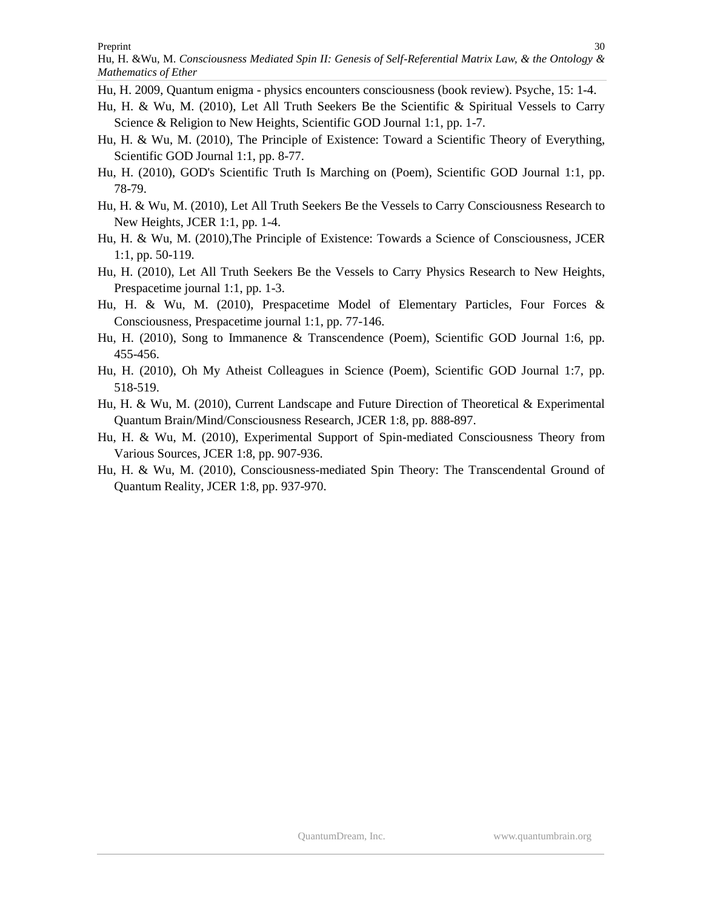Hu, H. 2009, Quantum enigma - physics encounters consciousness (book review). Psyche, 15: 1-4.

Hu, H. & Wu, M. (2010), Let All Truth Seekers Be the Scientific & Spiritual Vessels to Carry Science & Religion to New Heights, Scientific GOD Journal 1:1, pp. 1-7.

Hu, H. & Wu, M. (2010), The Principle of Existence: Toward a Scientific Theory of Everything, Scientific GOD Journal 1:1, pp. 8-77.

Hu, H. (2010), GOD's Scientific Truth Is Marching on (Poem), Scientific GOD Journal 1:1, pp. 78-79.

Hu, H. & Wu, M. (2010), Let All Truth Seekers Be the Vessels to Carry Consciousness Research to New Heights, JCER 1:1, pp. 1-4.

Hu, H. & Wu, M. (2010),The Principle of Existence: Towards a Science of Consciousness, JCER 1:1, pp. 50-119.

Hu, H. (2010), Let All Truth Seekers Be the Vessels to Carry Physics Research to New Heights, Prespacetime journal 1:1, pp. 1-3.

Hu, H. & Wu, M. (2010), Prespacetime Model of Elementary Particles, Four Forces & Consciousness, Prespacetime journal 1:1, pp. 77-146.

Hu, H. (2010), Song to Immanence & Transcendence (Poem), Scientific GOD Journal 1:6, pp. 455-456.

Hu, H. (2010), Oh My Atheist Colleagues in Science (Poem), Scientific GOD Journal 1:7, pp. 518-519.

Hu, H. & Wu, M. (2010), Current Landscape and Future Direction of Theoretical & Experimental Quantum Brain/Mind/Consciousness Research, JCER 1:8, pp. 888-897.

Hu, H. & Wu, M. (2010), Experimental Support of Spin-mediated Consciousness Theory from Various Sources, JCER 1:8, pp. 907-936.

Hu, H. & Wu, M. (2010), Consciousness-mediated Spin Theory: The Transcendental Ground of Quantum Reality, JCER 1:8, pp. 937-970.